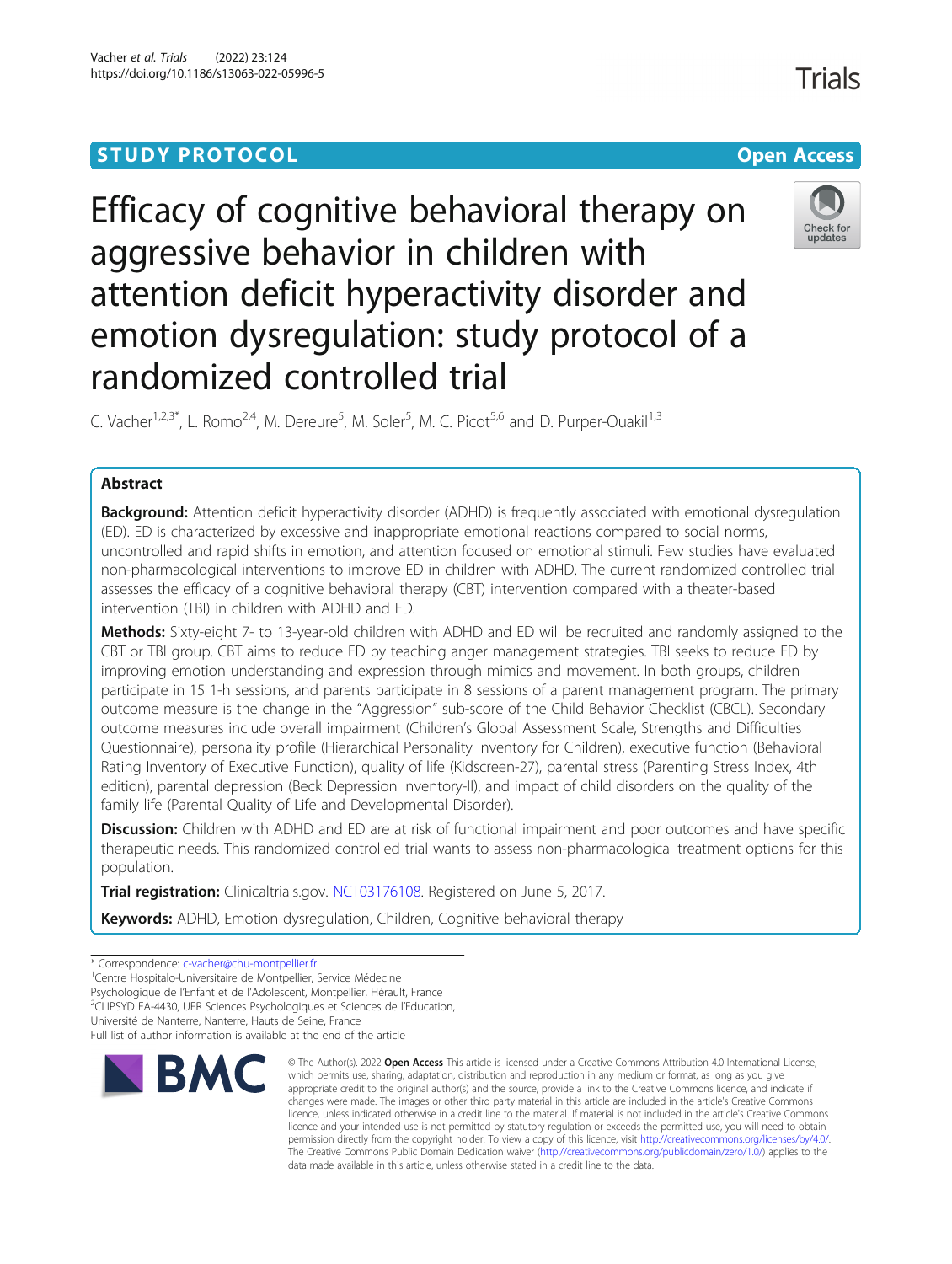STUDY PROTOCOL

Open Access

# Efficacy of cognitive behavioral therapy on aggressive behavior in children with attention deficit hyperactivity disorder and emotion dysregulation: study protocol of a randomized controlled trial

C. Vacher[1,2,3*], L. Romo[2,4], M. Dereure[5], M. Soler[5], M. C. Picot[5,6] and D. Purper-Ouakil[1,3]

## Abstract

**Background:** Attention deficit hyperactivity disorder (ADHD) is frequently associated with emotional dysregulation (ED). ED is characterized by excessive and inappropriate emotional reactions compared to social norms, uncontrolled and rapid shifts in emotion, and attention focused on emotional stimuli. Few studies have evaluated non-pharmacological interventions to improve ED in children with ADHD. The current randomized controlled trial assesses the efficacy of a cognitive behavioral therapy (CBT) intervention compared with a theater-based intervention (TBI) in children with ADHD and ED.

**Methods:** Sixty-eight 7- to 13-year-old children with ADHD and ED will be recruited and randomly assigned to the CBT or TBI group. CBT aims to reduce ED by teaching anger management strategies. TBI seeks to reduce ED by improving emotion understanding and expression through mimics and movement. In both groups, children participate in 15 1-h sessions, and parents participate in 8 sessions of a parent management program. The primary outcome measure is the change in the "Aggression" sub-score of the Child Behavior Checklist (CBCL). Secondary outcome measures include overall impairment (Children's Global Assessment Scale, Strengths and Difficulties Questionnaire), personality profile (Hierarchical Personality Inventory for Children), executive function (Behavioral Rating Inventory of Executive Function), quality of life (Kidscreen-27), parental stress (Parenting Stress Index, 4th edition), parental depression (Beck Depression Inventory-II), and impact of child disorders on the quality of the family life (Parental Quality of Life and Developmental Disorder).

**Discussion:** Children with ADHD and ED are at risk of functional impairment and poor outcomes and have specific therapeutic needs. This randomized controlled trial wants to assess non-pharmacological treatment options for this population.

**Trial registration:** Clinicaltrials.gov. NCT03176108. Registered on June 5, 2017.

**Keywords:** ADHD, Emotion dysregulation, Children, Cognitive behavioral therapy

---

* Correspondence: c-vacher@chu-montpellier.fr

[1]Centre Hospitalo-Universitaire de Montpellier, Service Médecine Psychologique de l'Enfant et de l'Adolescent, Montpellier, Hérault, France

[2]CLIPSYD EA-4430, UFR Sciences Psychologiques et Sciences de l'Education, Université de Nanterre, Nanterre, Hauts de Seine, France

Full list of author information is available at the end of the article

© The Author(s). 2022 **Open Access** This article is licensed under a Creative Commons Attribution 4.0 International License, which permits use, sharing, adaptation, distribution and reproduction in any medium or format, as long as you give appropriate credit to the original author(s) and the source, provide a link to the Creative Commons licence, and indicate if changes were made. The images or other third party material in this article are included in the article's Creative Commons licence, unless indicated otherwise in a credit line to the material. If material is not included in the article's Creative Commons licence and your intended use is not permitted by statutory regulation or exceeds the permitted use, you will need to obtain permission directly from the copyright holder. To view a copy of this licence, visit http://creativecommons.org/licenses/by/4.0/. The Creative Commons Public Domain Dedication waiver (http://creativecommons.org/publicdomain/zero/1.0/) applies to the data made available in this article, unless otherwise stated in a credit line to the data.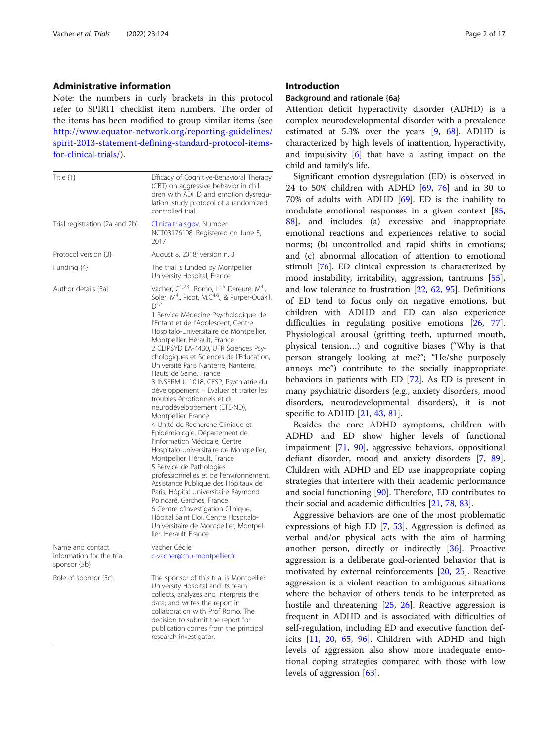## Administrative information

Note: the numbers in curly brackets in this protocol refer to SPIRIT checklist item numbers. The order of the items has been modified to group similar items (see http://www.equator-network.org/reporting-guidelines/spirit-2013-statement-defining-standard-protocol-items-for-clinical-trials/).

| | |
|---|---|
| Title {1} | Efficacy of Cognitive-Behavioral Therapy (CBT) on aggressive behavior in children with ADHD and emotion dysregulation: study protocol of a randomized controlled trial |
| Trial registration {2a and 2b}. | Clinicaltrials.gov. Number: NCT03176108. Registered on June 5, 2017 |
| Protocol version {3} | August 8, 2018; version n. 3 |
| Funding {4} | The trial is funded by Montpellier University Hospital, France |
| Author details {5a} | Vacher, C[1,2,3]., Romo, L[2,5].,Dereure, M[4]., Soler, M[4]., Picot, M.C[4,6]., & Purper-Ouakil, D[1,3]<br>1 Service Médecine Psychologique de l'Enfant et de l'Adolescent, Centre Hospitalo-Universitaire de Montpellier, Montpellier, Hérault, France<br>2 CLIPSYD EA-4430, UFR Sciences Psychologiques et Sciences de l'Education, Université Paris Nanterre, Nanterre, Hauts de Seine, France<br>3 INSERM U 1018, CESP, Psychiatrie du développement – Evaluer et traiter les troubles émotionnels et du neurodéveloppement (ETE-ND), Montpellier, France<br>4 Unité de Recherche Clinique et Epidémiologie, Département de l'Information Médicale, Centre Hospitalo-Universitaire de Montpellier, Montpellier, Hérault, France<br>5 Service de Pathologies professionnelles et de l'environnement, Assistance Publique des Hôpitaux de Paris, Hôpital Universitaire Raymond Poincaré, Garches, France<br>6 Centre d'Investigation Clinique, Hôpital Saint Eloi, Centre Hospitalo-Universitaire de Montpellier, Montpellier, Hérault, France |
| Name and contact information for the trial sponsor {5b} | Vacher Cécile<br>c-vacher@chu-montpellier.fr |
| Role of sponsor {5c} | The sponsor of this trial is Montpellier University Hospital and its team collects, analyzes and interprets the data; and writes the report in collaboration with Prof Romo. The decision to submit the report for publication comes from the principal research investigator. |

## Introduction

### Background and rationale {6a}

Attention deficit hyperactivity disorder (ADHD) is a complex neurodevelopmental disorder with a prevalence estimated at 5.3% over the years [9, 68]. ADHD is characterized by high levels of inattention, hyperactivity, and impulsivity [6] that have a lasting impact on the child and family's life.

Significant emotion dysregulation (ED) is observed in 24 to 50% children with ADHD [69, 76] and in 30 to 70% of adults with ADHD [69]. ED is the inability to modulate emotional responses in a given context [85, 88], and includes (a) excessive and inappropriate emotional reactions and experiences relative to social norms; (b) uncontrolled and rapid shifts in emotions; and (c) abnormal allocation of attention to emotional stimuli [76]. ED clinical expression is characterized by mood instability, irritability, aggression, tantrums [55], and low tolerance to frustration [22, 62, 95]. Definitions of ED tend to focus only on negative emotions, but children with ADHD and ED can also experience difficulties in regulating positive emotions [26, 77]. Physiological arousal (gritting teeth, upturned mouth, physical tension…) and cognitive biases ("Why is that person strangely looking at me?"; "He/she purposely annoys me") contribute to the socially inappropriate behaviors in patients with ED [72]. As ED is present in many psychiatric disorders (e.g., anxiety disorders, mood disorders, neurodevelopmental disorders), it is not specific to ADHD [21, 43, 81].

Besides the core ADHD symptoms, children with ADHD and ED show higher levels of functional impairment [71, 90], aggressive behaviors, oppositional defiant disorder, mood and anxiety disorders [7, 89]. Children with ADHD and ED use inappropriate coping strategies that interfere with their academic performance and social functioning [90]. Therefore, ED contributes to their social and academic difficulties [21, 78, 83].

Aggressive behaviors are one of the most problematic expressions of high ED [7, 53]. Aggression is defined as verbal and/or physical acts with the aim of harming another person, directly or indirectly [36]. Proactive aggression is a deliberate goal-oriented behavior that is motivated by external reinforcements [20, 25]. Reactive aggression is a violent reaction to ambiguous situations where the behavior of others tends to be interpreted as hostile and threatening [25, 26]. Reactive aggression is frequent in ADHD and is associated with difficulties of self-regulation, including ED and executive function deficits [11, 20, 65, 96]. Children with ADHD and high levels of aggression also show more inadequate emotional coping strategies compared with those with low levels of aggression [63].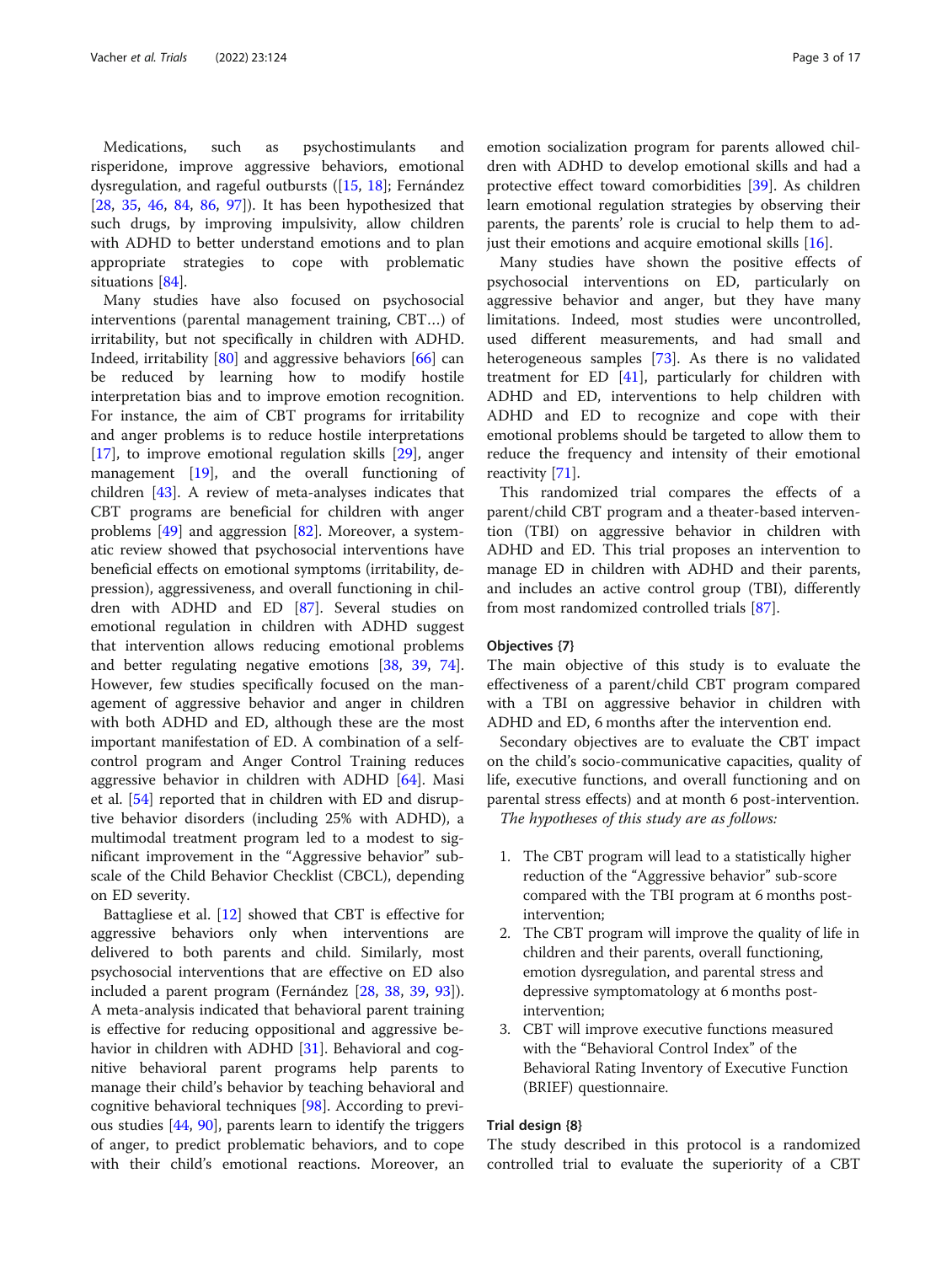Medications, such as psychostimulants and risperidone, improve aggressive behaviors, emotional dysregulation, and rageful outbursts ([15, 18]; Fernández [28, 35, 46, 84, 86, 97]). It has been hypothesized that such drugs, by improving impulsivity, allow children with ADHD to better understand emotions and to plan appropriate strategies to cope with problematic situations [84].

Many studies have also focused on psychosocial interventions (parental management training, CBT…) of irritability, but not specifically in children with ADHD. Indeed, irritability [80] and aggressive behaviors [66] can be reduced by learning how to modify hostile interpretation bias and to improve emotion recognition. For instance, the aim of CBT programs for irritability and anger problems is to reduce hostile interpretations [17], to improve emotional regulation skills [29], anger management [19], and the overall functioning of children [43]. A review of meta-analyses indicates that CBT programs are beneficial for children with anger problems [49] and aggression [82]. Moreover, a systematic review showed that psychosocial interventions have beneficial effects on emotional symptoms (irritability, depression), aggressiveness, and overall functioning in children with ADHD and ED [87]. Several studies on emotional regulation in children with ADHD suggest that intervention allows reducing emotional problems and better regulating negative emotions [38, 39, 74]. However, few studies specifically focused on the management of aggressive behavior and anger in children with both ADHD and ED, although these are the most important manifestation of ED. A combination of a self-control program and Anger Control Training reduces aggressive behavior in children with ADHD [64]. Masi et al. [54] reported that in children with ED and disruptive behavior disorders (including 25% with ADHD), a multimodal treatment program led to a modest to significant improvement in the "Aggressive behavior" subscale of the Child Behavior Checklist (CBCL), depending on ED severity.

Battagliese et al. [12] showed that CBT is effective for aggressive behaviors only when interventions are delivered to both parents and child. Similarly, most psychosocial interventions that are effective on ED also included a parent program (Fernández [28, 38, 39, 93]). A meta-analysis indicated that behavioral parent training is effective for reducing oppositional and aggressive behavior in children with ADHD [31]. Behavioral and cognitive behavioral parent programs help parents to manage their child's behavior by teaching behavioral and cognitive behavioral techniques [98]. According to previous studies [44, 90], parents learn to identify the triggers of anger, to predict problematic behaviors, and to cope with their child's emotional reactions. Moreover, an emotion socialization program for parents allowed children with ADHD to develop emotional skills and had a protective effect toward comorbidities [39]. As children learn emotional regulation strategies by observing their parents, the parents' role is crucial to help them to adjust their emotions and acquire emotional skills [16].

Many studies have shown the positive effects of psychosocial interventions on ED, particularly on aggressive behavior and anger, but they have many limitations. Indeed, most studies were uncontrolled, used different measurements, and had small and heterogeneous samples [73]. As there is no validated treatment for ED [41], particularly for children with ADHD and ED, interventions to help children with ADHD and ED to recognize and cope with their emotional problems should be targeted to allow them to reduce the frequency and intensity of their emotional reactivity [71].

This randomized trial compares the effects of a parent/child CBT program and a theater-based intervention (TBI) on aggressive behavior in children with ADHD and ED. This trial proposes an intervention to manage ED in children with ADHD and their parents, and includes an active control group (TBI), differently from most randomized controlled trials [87].

### Objectives {7}

The main objective of this study is to evaluate the effectiveness of a parent/child CBT program compared with a TBI on aggressive behavior in children with ADHD and ED, 6 months after the intervention end.

Secondary objectives are to evaluate the CBT impact on the child's socio-communicative capacities, quality of life, executive functions, and overall functioning and on parental stress effects) and at month 6 post-intervention.

*The hypotheses of this study are as follows:*

1. The CBT program will lead to a statistically higher reduction of the "Aggressive behavior" sub-score compared with the TBI program at 6 months post-intervention;
2. The CBT program will improve the quality of life in children and their parents, overall functioning, emotion dysregulation, and parental stress and depressive symptomatology at 6 months post-intervention;
3. CBT will improve executive functions measured with the "Behavioral Control Index" of the Behavioral Rating Inventory of Executive Function (BRIEF) questionnaire.

### Trial design {8}

The study described in this protocol is a randomized controlled trial to evaluate the superiority of a CBT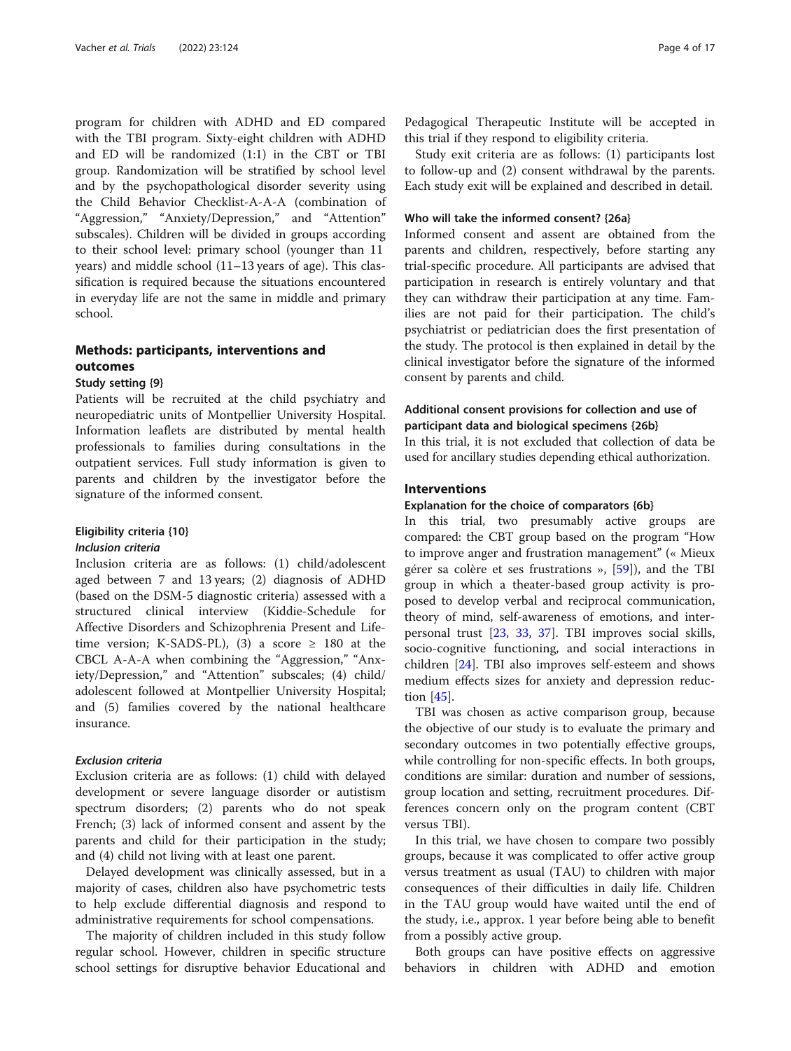program for children with ADHD and ED compared with the TBI program. Sixty-eight children with ADHD and ED will be randomized (1:1) in the CBT or TBI group. Randomization will be stratified by school level and by the psychopathological disorder severity using the Child Behavior Checklist-A-A-A (combination of "Aggression," "Anxiety/Depression," and "Attention" subscales). Children will be divided in groups according to their school level: primary school (younger than 11 years) and middle school (11–13 years of age). This classification is required because the situations encountered in everyday life are not the same in middle and primary school.

## Methods: participants, interventions and outcomes

### Study setting {9}

Patients will be recruited at the child psychiatry and neuropediatric units of Montpellier University Hospital. Information leaflets are distributed by mental health professionals to families during consultations in the outpatient services. Full study information is given to parents and children by the investigator before the signature of the informed consent.

### Eligibility criteria {10}

#### *Inclusion criteria*

Inclusion criteria are as follows: (1) child/adolescent aged between 7 and 13 years; (2) diagnosis of ADHD (based on the DSM-5 diagnostic criteria) assessed with a structured clinical interview (Kiddie-Schedule for Affective Disorders and Schizophrenia Present and Lifetime version; K-SADS-PL), (3) a score ≥ 180 at the CBCL A-A-A when combining the "Aggression," "Anxiety/Depression," and "Attention" subscales; (4) child/adolescent followed at Montpellier University Hospital; and (5) families covered by the national healthcare insurance.

#### *Exclusion criteria*

Exclusion criteria are as follows: (1) child with delayed development or severe language disorder or autistism spectrum disorders; (2) parents who do not speak French; (3) lack of informed consent and assent by the parents and child for their participation in the study; and (4) child not living with at least one parent.

Delayed development was clinically assessed, but in a majority of cases, children also have psychometric tests to help exclude differential diagnosis and respond to administrative requirements for school compensations.

The majority of children included in this study follow regular school. However, children in specific structure school settings for disruptive behavior Educational and Pedagogical Therapeutic Institute will be accepted in this trial if they respond to eligibility criteria.

Study exit criteria are as follows: (1) participants lost to follow-up and (2) consent withdrawal by the parents. Each study exit will be explained and described in detail.

### Who will take the informed consent? {26a}

Informed consent and assent are obtained from the parents and children, respectively, before starting any trial-specific procedure. All participants are advised that participation in research is entirely voluntary and that they can withdraw their participation at any time. Families are not paid for their participation. The child's psychiatrist or pediatrician does the first presentation of the study. The protocol is then explained in detail by the clinical investigator before the signature of the informed consent by parents and child.

### Additional consent provisions for collection and use of participant data and biological specimens {26b}

In this trial, it is not excluded that collection of data be used for ancillary studies depending ethical authorization.

## Interventions

### Explanation for the choice of comparators {6b}

In this trial, two presumably active groups are compared: the CBT group based on the program "How to improve anger and frustration management" (« Mieux gérer sa colère et ses frustrations », [59]), and the TBI group in which a theater-based group activity is proposed to develop verbal and reciprocal communication, theory of mind, self-awareness of emotions, and interpersonal trust [23, 33, 37]. TBI improves social skills, socio-cognitive functioning, and social interactions in children [24]. TBI also improves self-esteem and shows medium effects sizes for anxiety and depression reduction [45].

TBI was chosen as active comparison group, because the objective of our study is to evaluate the primary and secondary outcomes in two potentially effective groups, while controlling for non-specific effects. In both groups, conditions are similar: duration and number of sessions, group location and setting, recruitment procedures. Differences concern only on the program content (CBT versus TBI).

In this trial, we have chosen to compare two possibly groups, because it was complicated to offer active group versus treatment as usual (TAU) to children with major consequences of their difficulties in daily life. Children in the TAU group would have waited until the end of the study, i.e., approx. 1 year before being able to benefit from a possibly active group.

Both groups can have positive effects on aggressive behaviors in children with ADHD and emotion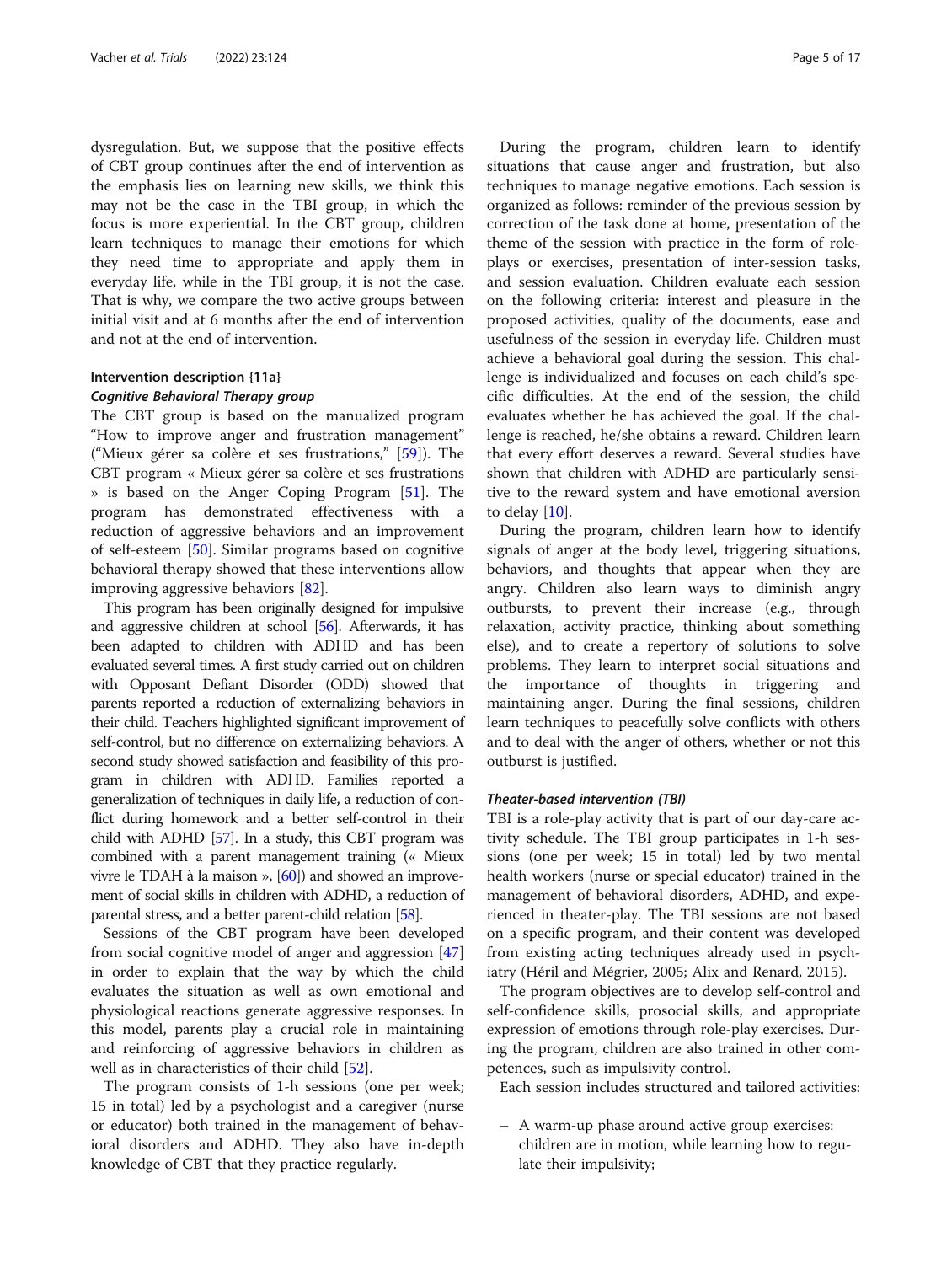dysregulation. But, we suppose that the positive effects of CBT group continues after the end of intervention as the emphasis lies on learning new skills, we think this may not be the case in the TBI group, in which the focus is more experiential. In the CBT group, children learn techniques to manage their emotions for which they need time to appropriate and apply them in everyday life, while in the TBI group, it is not the case. That is why, we compare the two active groups between initial visit and at 6 months after the end of intervention and not at the end of intervention.

### Intervention description {11a}

#### *Cognitive Behavioral Therapy group*

The CBT group is based on the manualized program "How to improve anger and frustration management" ("Mieux gérer sa colère et ses frustrations," [59]). The CBT program « Mieux gérer sa colère et ses frustrations » is based on the Anger Coping Program [51]. The program has demonstrated effectiveness with a reduction of aggressive behaviors and an improvement of self-esteem [50]. Similar programs based on cognitive behavioral therapy showed that these interventions allow improving aggressive behaviors [82].

This program has been originally designed for impulsive and aggressive children at school [56]. Afterwards, it has been adapted to children with ADHD and has been evaluated several times. A first study carried out on children with Opposant Defiant Disorder (ODD) showed that parents reported a reduction of externalizing behaviors in their child. Teachers highlighted significant improvement of self-control, but no difference on externalizing behaviors. A second study showed satisfaction and feasibility of this program in children with ADHD. Families reported a generalization of techniques in daily life, a reduction of conflict during homework and a better self-control in their child with ADHD [57]. In a study, this CBT program was combined with a parent management training (« Mieux vivre le TDAH à la maison », [60]) and showed an improvement of social skills in children with ADHD, a reduction of parental stress, and a better parent-child relation [58].

Sessions of the CBT program have been developed from social cognitive model of anger and aggression [47] in order to explain that the way by which the child evaluates the situation as well as own emotional and physiological reactions generate aggressive responses. In this model, parents play a crucial role in maintaining and reinforcing of aggressive behaviors in children as well as in characteristics of their child [52].

The program consists of 1-h sessions (one per week; 15 in total) led by a psychologist and a caregiver (nurse or educator) both trained in the management of behavioral disorders and ADHD. They also have in-depth knowledge of CBT that they practice regularly.

During the program, children learn to identify situations that cause anger and frustration, but also techniques to manage negative emotions. Each session is organized as follows: reminder of the previous session by correction of the task done at home, presentation of the theme of the session with practice in the form of role-plays or exercises, presentation of inter-session tasks, and session evaluation. Children evaluate each session on the following criteria: interest and pleasure in the proposed activities, quality of the documents, ease and usefulness of the session in everyday life. Children must achieve a behavioral goal during the session. This challenge is individualized and focuses on each child's specific difficulties. At the end of the session, the child evaluates whether he has achieved the goal. If the challenge is reached, he/she obtains a reward. Children learn that every effort deserves a reward. Several studies have shown that children with ADHD are particularly sensitive to the reward system and have emotional aversion to delay [10].

During the program, children learn how to identify signals of anger at the body level, triggering situations, behaviors, and thoughts that appear when they are angry. Children also learn ways to diminish angry outbursts, to prevent their increase (e.g., through relaxation, activity practice, thinking about something else), and to create a repertory of solutions to solve problems. They learn to interpret social situations and the importance of thoughts in triggering and maintaining anger. During the final sessions, children learn techniques to peacefully solve conflicts with others and to deal with the anger of others, whether or not this outburst is justified.

#### *Theater-based intervention (TBI)*

TBI is a role-play activity that is part of our day-care activity schedule. The TBI group participates in 1-h sessions (one per week; 15 in total) led by two mental health workers (nurse or special educator) trained in the management of behavioral disorders, ADHD, and experienced in theater-play. The TBI sessions are not based on a specific program, and their content was developed from existing acting techniques already used in psychiatry (Héril and Mégrier, 2005; Alix and Renard, 2015).

The program objectives are to develop self-control and self-confidence skills, prosocial skills, and appropriate expression of emotions through role-play exercises. During the program, children are also trained in other competences, such as impulsivity control.

Each session includes structured and tailored activities:

- A warm-up phase around active group exercises: children are in motion, while learning how to regulate their impulsivity;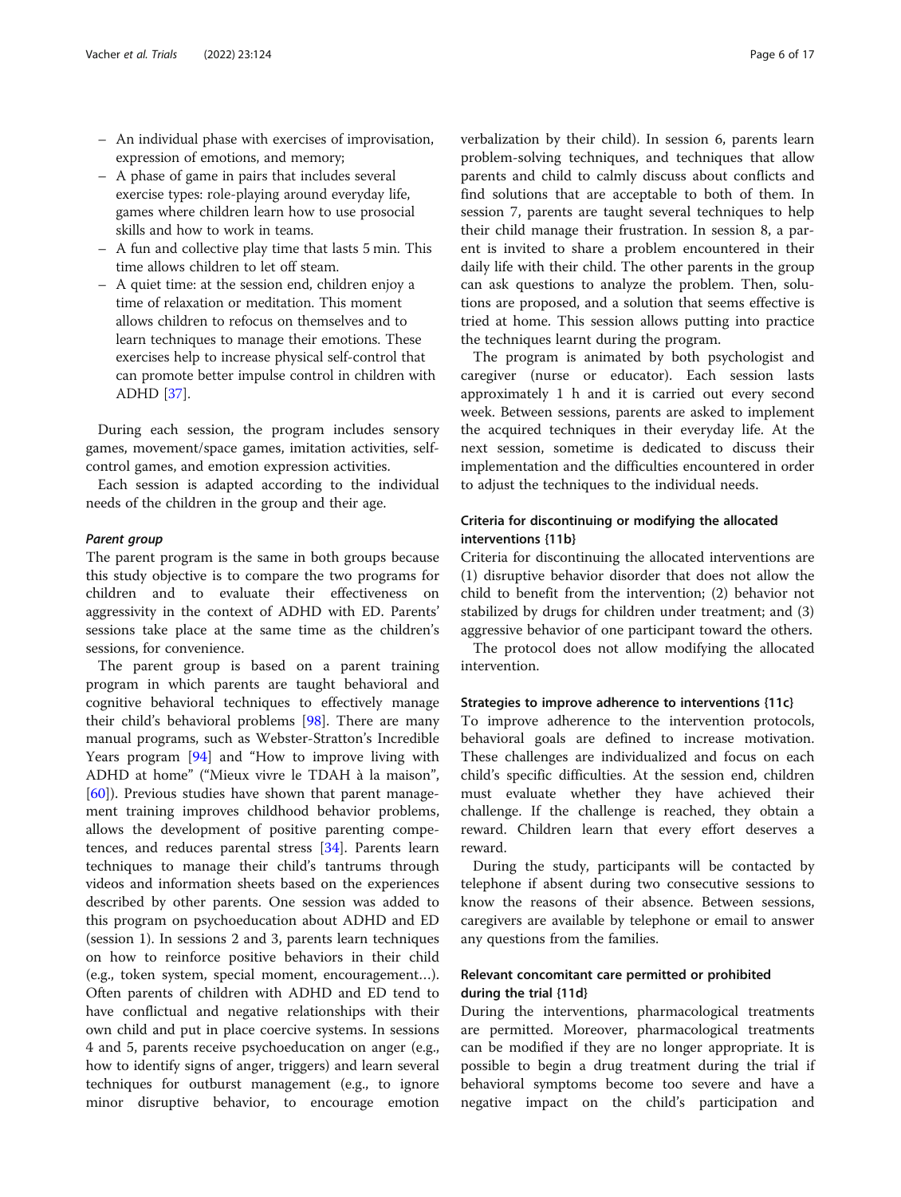- An individual phase with exercises of improvisation, expression of emotions, and memory;
- A phase of game in pairs that includes several exercise types: role-playing around everyday life, games where children learn how to use prosocial skills and how to work in teams.
- A fun and collective play time that lasts 5 min. This time allows children to let off steam.
- A quiet time: at the session end, children enjoy a time of relaxation or meditation. This moment allows children to refocus on themselves and to learn techniques to manage their emotions. These exercises help to increase physical self-control that can promote better impulse control in children with ADHD [37].

During each session, the program includes sensory games, movement/space games, imitation activities, self-control games, and emotion expression activities.

Each session is adapted according to the individual needs of the children in the group and their age.

#### *Parent group*

The parent program is the same in both groups because this study objective is to compare the two programs for children and to evaluate their effectiveness on aggressivity in the context of ADHD with ED. Parents' sessions take place at the same time as the children's sessions, for convenience.

The parent group is based on a parent training program in which parents are taught behavioral and cognitive behavioral techniques to effectively manage their child's behavioral problems [98]. There are many manual programs, such as Webster-Stratton's Incredible Years program [94] and "How to improve living with ADHD at home" ("Mieux vivre le TDAH à la maison", [60]). Previous studies have shown that parent management training improves childhood behavior problems, allows the development of positive parenting competences, and reduces parental stress [34]. Parents learn techniques to manage their child's tantrums through videos and information sheets based on the experiences described by other parents. One session was added to this program on psychoeducation about ADHD and ED (session 1). In sessions 2 and 3, parents learn techniques on how to reinforce positive behaviors in their child (e.g., token system, special moment, encouragement…). Often parents of children with ADHD and ED tend to have conflictual and negative relationships with their own child and put in place coercive systems. In sessions 4 and 5, parents receive psychoeducation on anger (e.g., how to identify signs of anger, triggers) and learn several techniques for outburst management (e.g., to ignore minor disruptive behavior, to encourage emotion verbalization by their child). In session 6, parents learn problem-solving techniques, and techniques that allow parents and child to calmly discuss about conflicts and find solutions that are acceptable to both of them. In session 7, parents are taught several techniques to help their child manage their frustration. In session 8, a parent is invited to share a problem encountered in their daily life with their child. The other parents in the group can ask questions to analyze the problem. Then, solutions are proposed, and a solution that seems effective is tried at home. This session allows putting into practice the techniques learnt during the program.

The program is animated by both psychologist and caregiver (nurse or educator). Each session lasts approximately 1 h and it is carried out every second week. Between sessions, parents are asked to implement the acquired techniques in their everyday life. At the next session, sometime is dedicated to discuss their implementation and the difficulties encountered in order to adjust the techniques to the individual needs.

### Criteria for discontinuing or modifying the allocated interventions {11b}

Criteria for discontinuing the allocated interventions are (1) disruptive behavior disorder that does not allow the child to benefit from the intervention; (2) behavior not stabilized by drugs for children under treatment; and (3) aggressive behavior of one participant toward the others.

The protocol does not allow modifying the allocated intervention.

#### Strategies to improve adherence to interventions {11c}

To improve adherence to the intervention protocols, behavioral goals are defined to increase motivation. These challenges are individualized and focus on each child's specific difficulties. At the session end, children must evaluate whether they have achieved their challenge. If the challenge is reached, they obtain a reward. Children learn that every effort deserves a reward.

During the study, participants will be contacted by telephone if absent during two consecutive sessions to know the reasons of their absence. Between sessions, caregivers are available by telephone or email to answer any questions from the families.

### Relevant concomitant care permitted or prohibited during the trial {11d}

During the interventions, pharmacological treatments are permitted. Moreover, pharmacological treatments can be modified if they are no longer appropriate. It is possible to begin a drug treatment during the trial if behavioral symptoms become too severe and have a negative impact on the child's participation and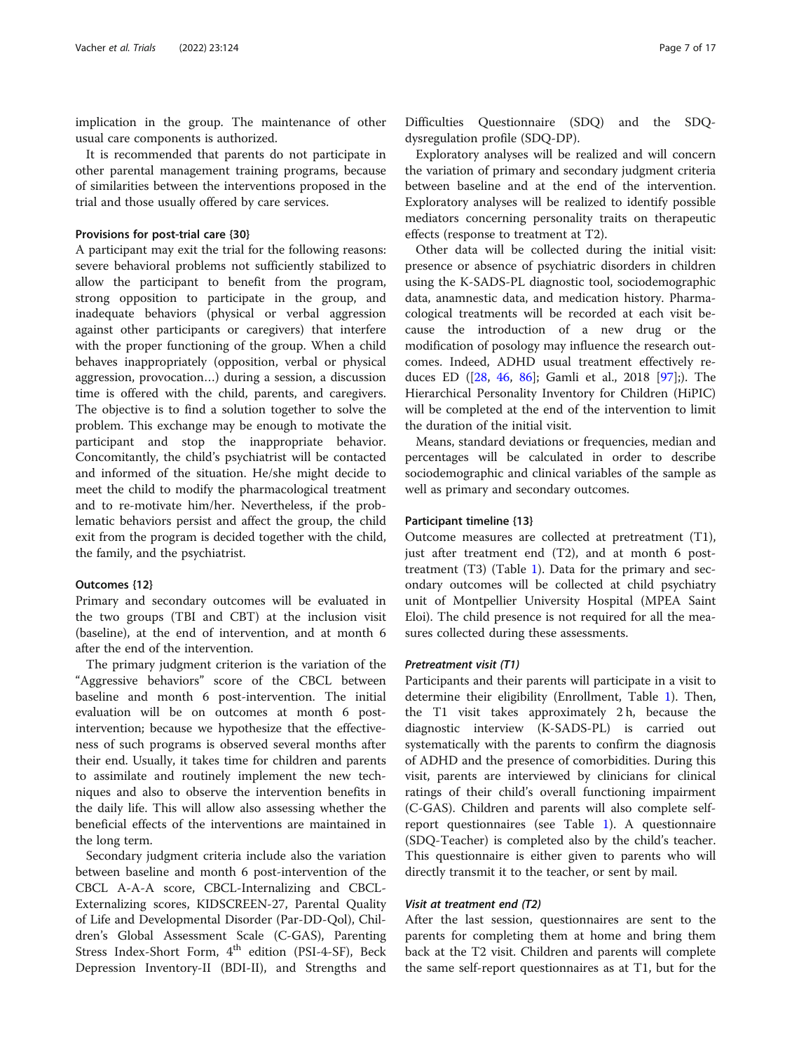implication in the group. The maintenance of other usual care components is authorized.

It is recommended that parents do not participate in other parental management training programs, because of similarities between the interventions proposed in the trial and those usually offered by care services.

#### Provisions for post-trial care {30}

A participant may exit the trial for the following reasons: severe behavioral problems not sufficiently stabilized to allow the participant to benefit from the program, strong opposition to participate in the group, and inadequate behaviors (physical or verbal aggression against other participants or caregivers) that interfere with the proper functioning of the group. When a child behaves inappropriately (opposition, verbal or physical aggression, provocation…) during a session, a discussion time is offered with the child, parents, and caregivers. The objective is to find a solution together to solve the problem. This exchange may be enough to motivate the participant and stop the inappropriate behavior. Concomitantly, the child's psychiatrist will be contacted and informed of the situation. He/she might decide to meet the child to modify the pharmacological treatment and to re-motivate him/her. Nevertheless, if the problematic behaviors persist and affect the group, the child exit from the program is decided together with the child, the family, and the psychiatrist.

#### Outcomes {12}

Primary and secondary outcomes will be evaluated in the two groups (TBI and CBT) at the inclusion visit (baseline), at the end of intervention, and at month 6 after the end of the intervention.

The primary judgment criterion is the variation of the "Aggressive behaviors" score of the CBCL between baseline and month 6 post-intervention. The initial evaluation will be on outcomes at month 6 post-intervention; because we hypothesize that the effectiveness of such programs is observed several months after their end. Usually, it takes time for children and parents to assimilate and routinely implement the new techniques and also to observe the intervention benefits in the daily life. This will allow also assessing whether the beneficial effects of the interventions are maintained in the long term.

Secondary judgment criteria include also the variation between baseline and month 6 post-intervention of the CBCL A-A-A score, CBCL-Internalizing and CBCL-Externalizing scores, KIDSCREEN-27, Parental Quality of Life and Developmental Disorder (Par-DD-Qol), Children's Global Assessment Scale (C-GAS), Parenting Stress Index-Short Form, 4th edition (PSI-4-SF), Beck Depression Inventory-II (BDI-II), and Strengths and Difficulties Questionnaire (SDQ) and the SDQ-dysregulation profile (SDQ-DP).

Exploratory analyses will be realized and will concern the variation of primary and secondary judgment criteria between baseline and at the end of the intervention. Exploratory analyses will be realized to identify possible mediators concerning personality traits on therapeutic effects (response to treatment at T2).

Other data will be collected during the initial visit: presence or absence of psychiatric disorders in children using the K-SADS-PL diagnostic tool, sociodemographic data, anamnestic data, and medication history. Pharmacological treatments will be recorded at each visit because the introduction of a new drug or the modification of posology may influence the research outcomes. Indeed, ADHD usual treatment effectively reduces ED ([28, 46, 86]; Gamli et al., 2018 [97];). The Hierarchical Personality Inventory for Children (HiPIC) will be completed at the end of the intervention to limit the duration of the initial visit.

Means, standard deviations or frequencies, median and percentages will be calculated in order to describe sociodemographic and clinical variables of the sample as well as primary and secondary outcomes.

#### Participant timeline {13}

Outcome measures are collected at pretreatment (T1), just after treatment end (T2), and at month 6 post-treatment (T3) (Table 1). Data for the primary and secondary outcomes will be collected at child psychiatry unit of Montpellier University Hospital (MPEA Saint Eloi). The child presence is not required for all the measures collected during these assessments.

##### *Pretreatment visit (T1)*

Participants and their parents will participate in a visit to determine their eligibility (Enrollment, Table 1). Then, the T1 visit takes approximately 2 h, because the diagnostic interview (K-SADS-PL) is carried out systematically with the parents to confirm the diagnosis of ADHD and the presence of comorbidities. During this visit, parents are interviewed by clinicians for clinical ratings of their child's overall functioning impairment (C-GAS). Children and parents will also complete self-report questionnaires (see Table 1). A questionnaire (SDQ-Teacher) is completed also by the child's teacher. This questionnaire is either given to parents who will directly transmit it to the teacher, or sent by mail.

##### *Visit at treatment end (T2)*

After the last session, questionnaires are sent to the parents for completing them at home and bring them back at the T2 visit. Children and parents will complete the same self-report questionnaires as at T1, but for the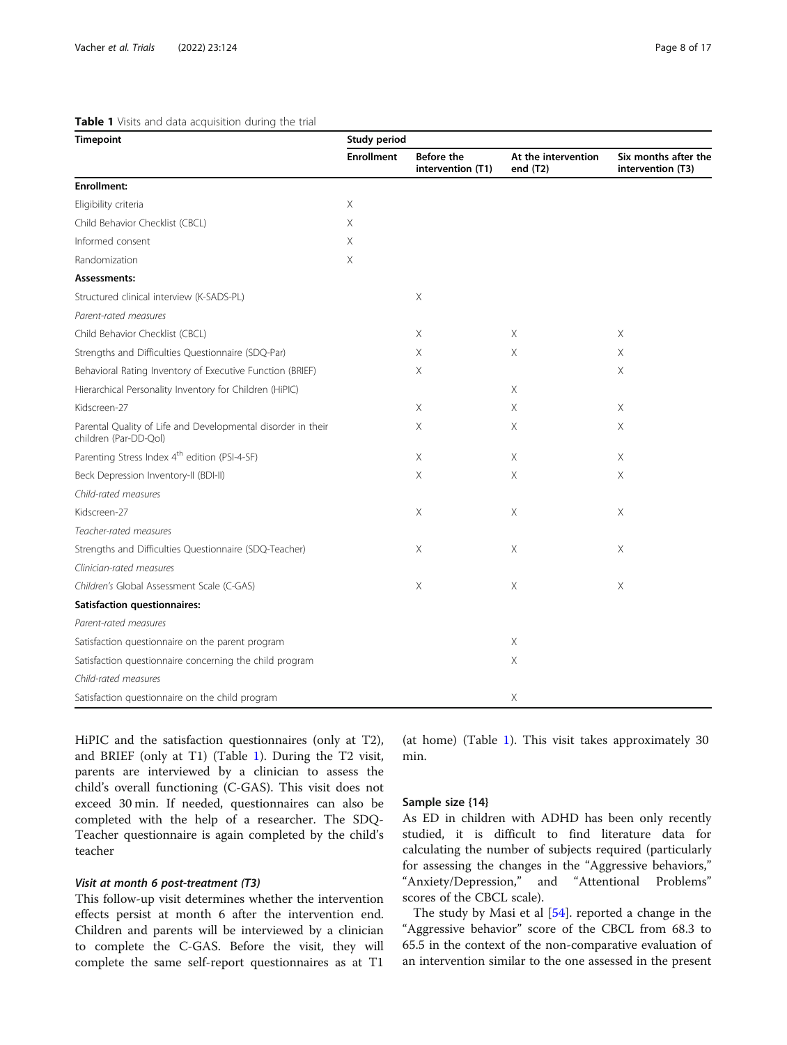**Table 1** Visits and data acquisition during the trial

| Timepoint | Study period | | | |
|---|---|---|---|---|
| | Enrollment | Before the intervention (T1) | At the intervention end (T2) | Six months after the intervention (T3) |
| **Enrollment:** | | | | |
| Eligibility criteria | X | | | |
| Child Behavior Checklist (CBCL) | X | | | |
| Informed consent | X | | | |
| Randomization | X | | | |
| **Assessments:** | | | | |
| Structured clinical interview (K-SADS-PL) | | X | | |
| *Parent-rated measures* | | | | |
| Child Behavior Checklist (CBCL) | | X | X | X |
| Strengths and Difficulties Questionnaire (SDQ-Par) | | X | X | X |
| Behavioral Rating Inventory of Executive Function (BRIEF) | | X | | X |
| Hierarchical Personality Inventory for Children (HiPIC) | | | X | |
| Kidscreen-27 | | X | X | X |
| Parental Quality of Life and Developmental disorder in their children (Par-DD-Qol) | | X | X | X |
| Parenting Stress Index 4th edition (PSI-4-SF) | | X | X | X |
| Beck Depression Inventory-II (BDI-II) | | X | X | X |
| *Child-rated measures* | | | | |
| Kidscreen-27 | | X | X | X |
| *Teacher-rated measures* | | | | |
| Strengths and Difficulties Questionnaire (SDQ-Teacher) | | X | X | X |
| *Clinician-rated measures* | | | | |
| Children's Global Assessment Scale (C-GAS) | | X | X | X |
| **Satisfaction questionnaires:** | | | | |
| *Parent-rated measures* | | | | |
| Satisfaction questionnaire on the parent program | | | X | |
| Satisfaction questionnaire concerning the child program | | | X | |
| *Child-rated measures* | | | | |
| Satisfaction questionnaire on the child program | | | X | |

HiPIC and the satisfaction questionnaires (only at T2), and BRIEF (only at T1) (Table 1). During the T2 visit, parents are interviewed by a clinician to assess the child's overall functioning (C-GAS). This visit does not exceed 30 min. If needed, questionnaires can also be completed with the help of a researcher. The SDQ-Teacher questionnaire is again completed by the child's teacher

#### *Visit at month 6 post-treatment (T3)*

This follow-up visit determines whether the intervention effects persist at month 6 after the intervention end. Children and parents will be interviewed by a clinician to complete the C-GAS. Before the visit, they will complete the same self-report questionnaires as at T1 (at home) (Table 1). This visit takes approximately 30 min.

### Sample size {14}

As ED in children with ADHD has been only recently studied, it is difficult to find literature data for calculating the number of subjects required (particularly for assessing the changes in the "Aggressive behaviors," "Anxiety/Depression," and "Attentional Problems" scores of the CBCL scale).

The study by Masi et al [54]. reported a change in the "Aggressive behavior" score of the CBCL from 68.3 to 65.5 in the context of the non-comparative evaluation of an intervention similar to the one assessed in the present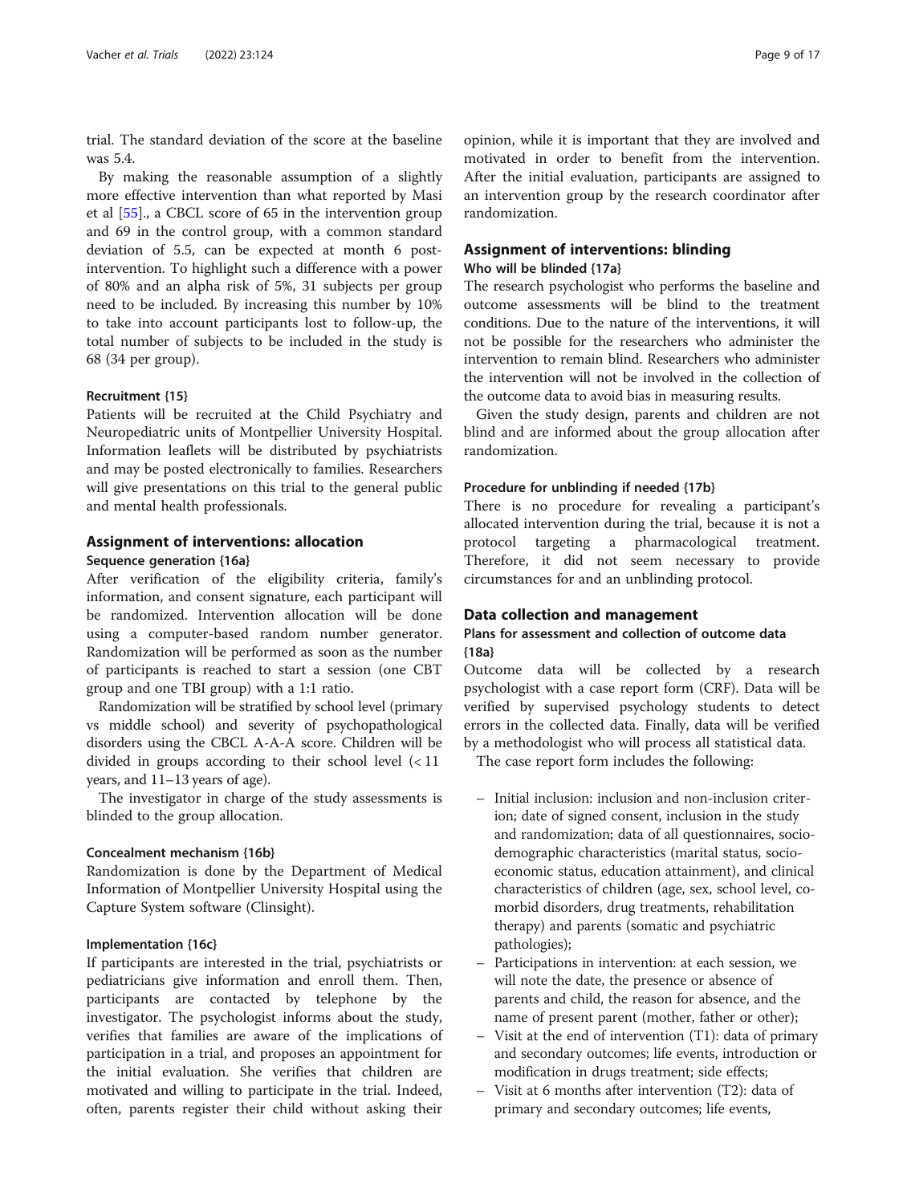trial. The standard deviation of the score at the baseline was 5.4.

By making the reasonable assumption of a slightly more effective intervention than what reported by Masi et al [55]., a CBCL score of 65 in the intervention group and 69 in the control group, with a common standard deviation of 5.5, can be expected at month 6 post-intervention. To highlight such a difference with a power of 80% and an alpha risk of 5%, 31 subjects per group need to be included. By increasing this number by 10% to take into account participants lost to follow-up, the total number of subjects to be included in the study is 68 (34 per group).

#### Recruitment {15}

Patients will be recruited at the Child Psychiatry and Neuropediatric units of Montpellier University Hospital. Information leaflets will be distributed by psychiatrists and may be posted electronically to families. Researchers will give presentations on this trial to the general public and mental health professionals.

## Assignment of interventions: allocation

### Sequence generation {16a}

After verification of the eligibility criteria, family's information, and consent signature, each participant will be randomized. Intervention allocation will be done using a computer-based random number generator. Randomization will be performed as soon as the number of participants is reached to start a session (one CBT group and one TBI group) with a 1:1 ratio.

Randomization will be stratified by school level (primary vs middle school) and severity of psychopathological disorders using the CBCL A-A-A score. Children will be divided in groups according to their school level (< 11 years, and 11–13 years of age).

The investigator in charge of the study assessments is blinded to the group allocation.

#### Concealment mechanism {16b}

Randomization is done by the Department of Medical Information of Montpellier University Hospital using the Capture System software (Clinsight).

#### Implementation {16c}

If participants are interested in the trial, psychiatrists or pediatricians give information and enroll them. Then, participants are contacted by telephone by the investigator. The psychologist informs about the study, verifies that families are aware of the implications of participation in a trial, and proposes an appointment for the initial evaluation. She verifies that children are motivated and willing to participate in the trial. Indeed, often, parents register their child without asking their opinion, while it is important that they are involved and motivated in order to benefit from the intervention. After the initial evaluation, participants are assigned to an intervention group by the research coordinator after randomization.

## Assignment of interventions: blinding

### Who will be blinded {17a}

The research psychologist who performs the baseline and outcome assessments will be blind to the treatment conditions. Due to the nature of the interventions, it will not be possible for the researchers who administer the intervention to remain blind. Researchers who administer the intervention will not be involved in the collection of the outcome data to avoid bias in measuring results.

Given the study design, parents and children are not blind and are informed about the group allocation after randomization.

#### Procedure for unblinding if needed {17b}

There is no procedure for revealing a participant's allocated intervention during the trial, because it is not a protocol targeting a pharmacological treatment. Therefore, it did not seem necessary to provide circumstances for and an unblinding protocol.

## Data collection and management

### Plans for assessment and collection of outcome data {18a}

Outcome data will be collected by a research psychologist with a case report form (CRF). Data will be verified by supervised psychology students to detect errors in the collected data. Finally, data will be verified by a methodologist who will process all statistical data.

The case report form includes the following:

- Initial inclusion: inclusion and non-inclusion criterion; date of signed consent, inclusion in the study and randomization; data of all questionnaires, socio-demographic characteristics (marital status, socio-economic status, education attainment), and clinical characteristics of children (age, sex, school level, co-morbid disorders, drug treatments, rehabilitation therapy) and parents (somatic and psychiatric pathologies);
- Participations in intervention: at each session, we will note the date, the presence or absence of parents and child, the reason for absence, and the name of present parent (mother, father or other);
- Visit at the end of intervention (T1): data of primary and secondary outcomes; life events, introduction or modification in drugs treatment; side effects;
- Visit at 6 months after intervention (T2): data of primary and secondary outcomes; life events,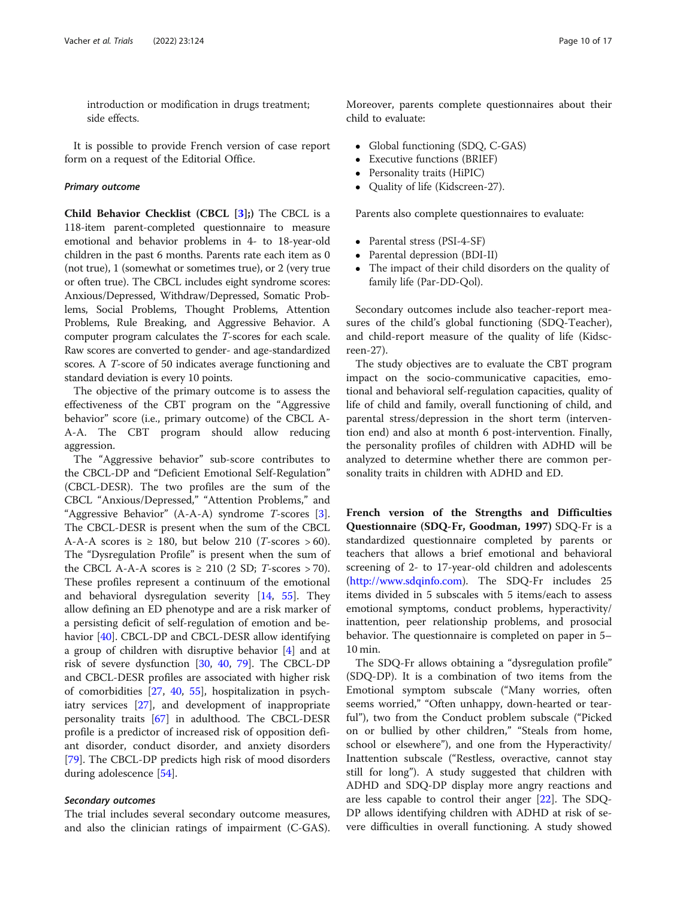introduction or modification in drugs treatment; side effects.

It is possible to provide French version of case report form on a request of the Editorial Office.

### *Primary outcome*

**Child Behavior Checklist (CBCL [3];)** The CBCL is a 118-item parent-completed questionnaire to measure emotional and behavior problems in 4- to 18-year-old children in the past 6 months. Parents rate each item as 0 (not true), 1 (somewhat or sometimes true), or 2 (very true or often true). The CBCL includes eight syndrome scores: Anxious/Depressed, Withdraw/Depressed, Somatic Problems, Social Problems, Thought Problems, Attention Problems, Rule Breaking, and Aggressive Behavior. A computer program calculates the *T*-scores for each scale. Raw scores are converted to gender- and age-standardized scores. A *T*-score of 50 indicates average functioning and standard deviation is every 10 points.

The objective of the primary outcome is to assess the effectiveness of the CBT program on the "Aggressive behavior" score (i.e., primary outcome) of the CBCL A-A-A. The CBT program should allow reducing aggression.

The "Aggressive behavior" sub-score contributes to the CBCL-DP and "Deficient Emotional Self-Regulation" (CBCL-DESR). The two profiles are the sum of the CBCL "Anxious/Depressed," "Attention Problems," and "Aggressive Behavior" (A-A-A) syndrome *T*-scores [3]. The CBCL-DESR is present when the sum of the CBCL A-A-A scores is ≥ 180, but below 210 (*T*-scores > 60). The "Dysregulation Profile" is present when the sum of the CBCL A-A-A scores is ≥ 210 (2 SD; *T*-scores > 70). These profiles represent a continuum of the emotional and behavioral dysregulation severity [14, 55]. They allow defining an ED phenotype and are a risk marker of a persisting deficit of self-regulation of emotion and behavior [40]. CBCL-DP and CBCL-DESR allow identifying a group of children with disruptive behavior [4] and at risk of severe dysfunction [30, 40, 79]. The CBCL-DP and CBCL-DESR profiles are associated with higher risk of comorbidities [27, 40, 55], hospitalization in psychiatry services [27], and development of inappropriate personality traits [67] in adulthood. The CBCL-DESR profile is a predictor of increased risk of opposition defiant disorder, conduct disorder, and anxiety disorders [79]. The CBCL-DP predicts high risk of mood disorders during adolescence [54].

### *Secondary outcomes*

The trial includes several secondary outcome measures, and also the clinician ratings of impairment (C-GAS). Moreover, parents complete questionnaires about their child to evaluate:

- Global functioning (SDQ, C-GAS)
- Executive functions (BRIEF)
- Personality traits (HiPIC)
- Quality of life (Kidscreen-27).

Parents also complete questionnaires to evaluate:

- Parental stress (PSI-4-SF)
- Parental depression (BDI-II)
- The impact of their child disorders on the quality of family life (Par-DD-Qol).

Secondary outcomes include also teacher-report measures of the child's global functioning (SDQ-Teacher), and child-report measure of the quality of life (Kidscreen-27).

The study objectives are to evaluate the CBT program impact on the socio-communicative capacities, emotional and behavioral self-regulation capacities, quality of life of child and family, overall functioning of child, and parental stress/depression in the short term (intervention end) and also at month 6 post-intervention. Finally, the personality profiles of children with ADHD will be analyzed to determine whether there are common personality traits in children with ADHD and ED.

**French version of the Strengths and Difficulties Questionnaire (SDQ-Fr, Goodman, 1997)** SDQ-Fr is a standardized questionnaire completed by parents or teachers that allows a brief emotional and behavioral screening of 2- to 17-year-old children and adolescents (http://www.sdqinfo.com). The SDQ-Fr includes 25 items divided in 5 subscales with 5 items/each to assess emotional symptoms, conduct problems, hyperactivity/inattention, peer relationship problems, and prosocial behavior. The questionnaire is completed on paper in 5–10 min.

The SDQ-Fr allows obtaining a "dysregulation profile" (SDQ-DP). It is a combination of two items from the Emotional symptom subscale ("Many worries, often seems worried," "Often unhappy, down-hearted or tearful"), two from the Conduct problem subscale ("Picked on or bullied by other children," "Steals from home, school or elsewhere"), and one from the Hyperactivity/Inattention subscale ("Restless, overactive, cannot stay still for long"). A study suggested that children with ADHD and SDQ-DP display more angry reactions and are less capable to control their anger [22]. The SDQ-DP allows identifying children with ADHD at risk of severe difficulties in overall functioning. A study showed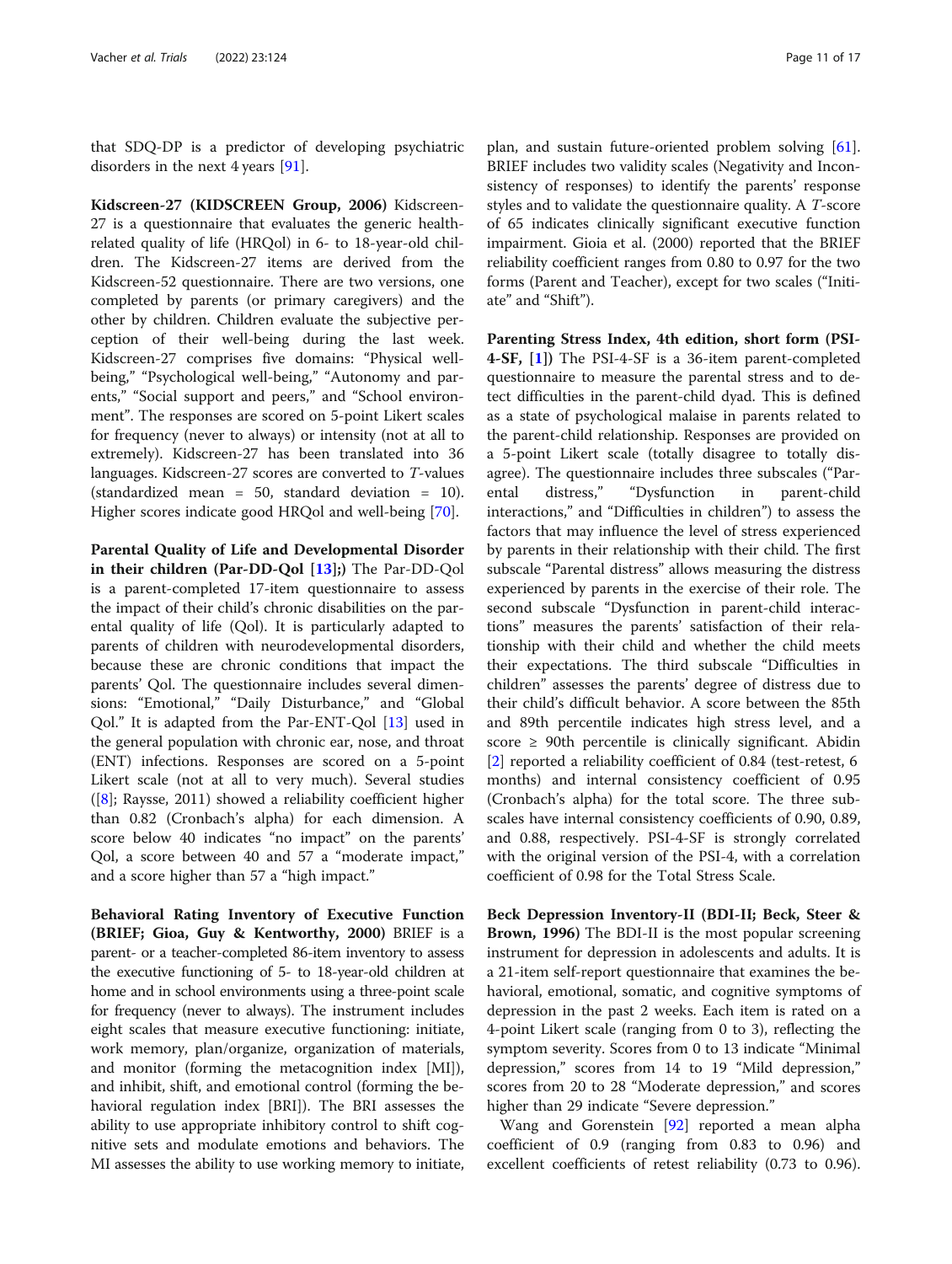that SDQ-DP is a predictor of developing psychiatric disorders in the next 4 years [91].

**Kidscreen-27 (KIDSCREEN Group, 2006)** Kidscreen-27 is a questionnaire that evaluates the generic health-related quality of life (HRQol) in 6- to 18-year-old children. The Kidscreen-27 items are derived from the Kidscreen-52 questionnaire. There are two versions, one completed by parents (or primary caregivers) and the other by children. Children evaluate the subjective perception of their well-being during the last week. Kidscreen-27 comprises five domains: "Physical well-being," "Psychological well-being," "Autonomy and parents," "Social support and peers," and "School environment". The responses are scored on 5-point Likert scales for frequency (never to always) or intensity (not at all to extremely). Kidscreen-27 has been translated into 36 languages. Kidscreen-27 scores are converted to *T*-values (standardized mean = 50, standard deviation = 10). Higher scores indicate good HRQol and well-being [70].

**Parental Quality of Life and Developmental Disorder in their children (Par-DD-Qol [13];)** The Par-DD-Qol is a parent-completed 17-item questionnaire to assess the impact of their child's chronic disabilities on the parental quality of life (Qol). It is particularly adapted to parents of children with neurodevelopmental disorders, because these are chronic conditions that impact the parents' Qol. The questionnaire includes several dimensions: "Emotional," "Daily Disturbance," and "Global Qol." It is adapted from the Par-ENT-Qol [13] used in the general population with chronic ear, nose, and throat (ENT) infections. Responses are scored on a 5-point Likert scale (not at all to very much). Several studies ([8]; Raysse, 2011) showed a reliability coefficient higher than 0.82 (Cronbach's alpha) for each dimension. A score below 40 indicates "no impact" on the parents' Qol, a score between 40 and 57 a "moderate impact," and a score higher than 57 a "high impact."

**Behavioral Rating Inventory of Executive Function (BRIEF; Gioa, Guy & Kentworthy, 2000)** BRIEF is a parent- or a teacher-completed 86-item inventory to assess the executive functioning of 5- to 18-year-old children at home and in school environments using a three-point scale for frequency (never to always). The instrument includes eight scales that measure executive functioning: initiate, work memory, plan/organize, organization of materials, and monitor (forming the metacognition index [MI]), and inhibit, shift, and emotional control (forming the behavioral regulation index [BRI]). The BRI assesses the ability to use appropriate inhibitory control to shift cognitive sets and modulate emotions and behaviors. The MI assesses the ability to use working memory to initiate, plan, and sustain future-oriented problem solving [61]. BRIEF includes two validity scales (Negativity and Inconsistency of responses) to identify the parents' response styles and to validate the questionnaire quality. A *T*-score of 65 indicates clinically significant executive function impairment. Gioia et al. (2000) reported that the BRIEF reliability coefficient ranges from 0.80 to 0.97 for the two forms (Parent and Teacher), except for two scales ("Initiate" and "Shift").

**Parenting Stress Index, 4th edition, short form (PSI-4-SF, [1])** The PSI-4-SF is a 36-item parent-completed questionnaire to measure the parental stress and to detect difficulties in the parent-child dyad. This is defined as a state of psychological malaise in parents related to the parent-child relationship. Responses are provided on a 5-point Likert scale (totally disagree to totally disagree). The questionnaire includes three subscales ("Parental distress," "Dysfunction in parent-child interactions," and "Difficulties in children") to assess the factors that may influence the level of stress experienced by parents in their relationship with their child. The first subscale "Parental distress" allows measuring the distress experienced by parents in the exercise of their role. The second subscale "Dysfunction in parent-child interactions" measures the parents' satisfaction of their relationship with their child and whether the child meets their expectations. The third subscale "Difficulties in children" assesses the parents' degree of distress due to their child's difficult behavior. A score between the 85th and 89th percentile indicates high stress level, and a score ≥ 90th percentile is clinically significant. Abidin [2] reported a reliability coefficient of 0.84 (test-retest, 6 months) and internal consistency coefficient of 0.95 (Cronbach's alpha) for the total score. The three subscales have internal consistency coefficients of 0.90, 0.89, and 0.88, respectively. PSI-4-SF is strongly correlated with the original version of the PSI-4, with a correlation coefficient of 0.98 for the Total Stress Scale.

**Beck Depression Inventory-II (BDI-II; Beck, Steer & Brown, 1996)** The BDI-II is the most popular screening instrument for depression in adolescents and adults. It is a 21-item self-report questionnaire that examines the behavioral, emotional, somatic, and cognitive symptoms of depression in the past 2 weeks. Each item is rated on a 4-point Likert scale (ranging from 0 to 3), reflecting the symptom severity. Scores from 0 to 13 indicate "Minimal depression," scores from 14 to 19 "Mild depression," scores from 20 to 28 "Moderate depression," and scores higher than 29 indicate "Severe depression."

Wang and Gorenstein [92] reported a mean alpha coefficient of 0.9 (ranging from 0.83 to 0.96) and excellent coefficients of retest reliability (0.73 to 0.96).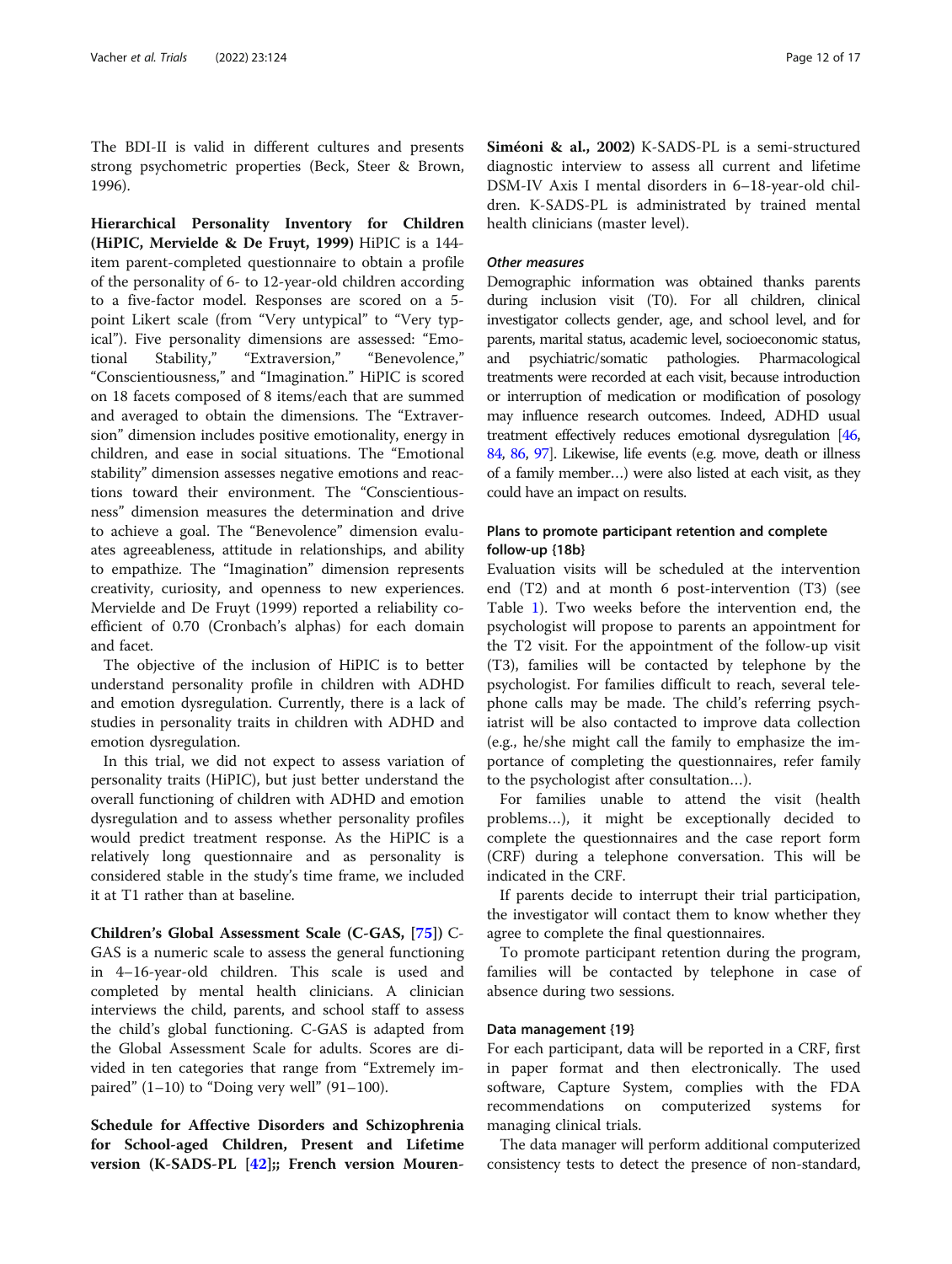The BDI-II is valid in different cultures and presents strong psychometric properties (Beck, Steer & Brown, 1996).

**Hierarchical Personality Inventory for Children (HiPIC, Mervielde & De Fruyt, 1999)** HiPIC is a 144-item parent-completed questionnaire to obtain a profile of the personality of 6- to 12-year-old children according to a five-factor model. Responses are scored on a 5-point Likert scale (from "Very untypical" to "Very typical"). Five personality dimensions are assessed: "Emotional Stability," "Extraversion," "Benevolence," "Conscientiousness," and "Imagination." HiPIC is scored on 18 facets composed of 8 items/each that are summed and averaged to obtain the dimensions. The "Extraversion" dimension includes positive emotionality, energy in children, and ease in social situations. The "Emotional stability" dimension assesses negative emotions and reactions toward their environment. The "Conscientiousness" dimension measures the determination and drive to achieve a goal. The "Benevolence" dimension evaluates agreeableness, attitude in relationships, and ability to empathize. The "Imagination" dimension represents creativity, curiosity, and openness to new experiences. Mervielde and De Fruyt (1999) reported a reliability coefficient of 0.70 (Cronbach's alphas) for each domain and facet.

The objective of the inclusion of HiPIC is to better understand personality profile in children with ADHD and emotion dysregulation. Currently, there is a lack of studies in personality traits in children with ADHD and emotion dysregulation.

In this trial, we did not expect to assess variation of personality traits (HiPIC), but just better understand the overall functioning of children with ADHD and emotion dysregulation and to assess whether personality profiles would predict treatment response. As the HiPIC is a relatively long questionnaire and as personality is considered stable in the study's time frame, we included it at T1 rather than at baseline.

**Children's Global Assessment Scale (C-GAS, [75])** C-GAS is a numeric scale to assess the general functioning in 4–16-year-old children. This scale is used and completed by mental health clinicians. A clinician interviews the child, parents, and school staff to assess the child's global functioning. C-GAS is adapted from the Global Assessment Scale for adults. Scores are divided in ten categories that range from "Extremely impaired" (1–10) to "Doing very well" (91–100).

**Schedule for Affective Disorders and Schizophrenia for School-aged Children, Present and Lifetime version (K-SADS-PL [42];; French version Mouren-Siméoni & al., 2002)** K-SADS-PL is a semi-structured diagnostic interview to assess all current and lifetime DSM-IV Axis I mental disorders in 6–18-year-old children. K-SADS-PL is administrated by trained mental health clinicians (master level).

#### *Other measures*

Demographic information was obtained thanks parents during inclusion visit (T0). For all children, clinical investigator collects gender, age, and school level, and for parents, marital status, academic level, socioeconomic status, and psychiatric/somatic pathologies. Pharmacological treatments were recorded at each visit, because introduction or interruption of medication or modification of posology may influence research outcomes. Indeed, ADHD usual treatment effectively reduces emotional dysregulation [46, 84, 86, 97]. Likewise, life events (e.g. move, death or illness of a family member…) were also listed at each visit, as they could have an impact on results.

### Plans to promote participant retention and complete follow-up {18b}

Evaluation visits will be scheduled at the intervention end (T2) and at month 6 post-intervention (T3) (see Table 1). Two weeks before the intervention end, the psychologist will propose to parents an appointment for the T2 visit. For the appointment of the follow-up visit (T3), families will be contacted by telephone by the psychologist. For families difficult to reach, several telephone calls may be made. The child's referring psychiatrist will be also contacted to improve data collection (e.g., he/she might call the family to emphasize the importance of completing the questionnaires, refer family to the psychologist after consultation…).

For families unable to attend the visit (health problems…), it might be exceptionally decided to complete the questionnaires and the case report form (CRF) during a telephone conversation. This will be indicated in the CRF.

If parents decide to interrupt their trial participation, the investigator will contact them to know whether they agree to complete the final questionnaires.

To promote participant retention during the program, families will be contacted by telephone in case of absence during two sessions.

### Data management {19}

For each participant, data will be reported in a CRF, first in paper format and then electronically. The used software, Capture System, complies with the FDA recommendations on computerized systems for managing clinical trials.

The data manager will perform additional computerized consistency tests to detect the presence of non-standard,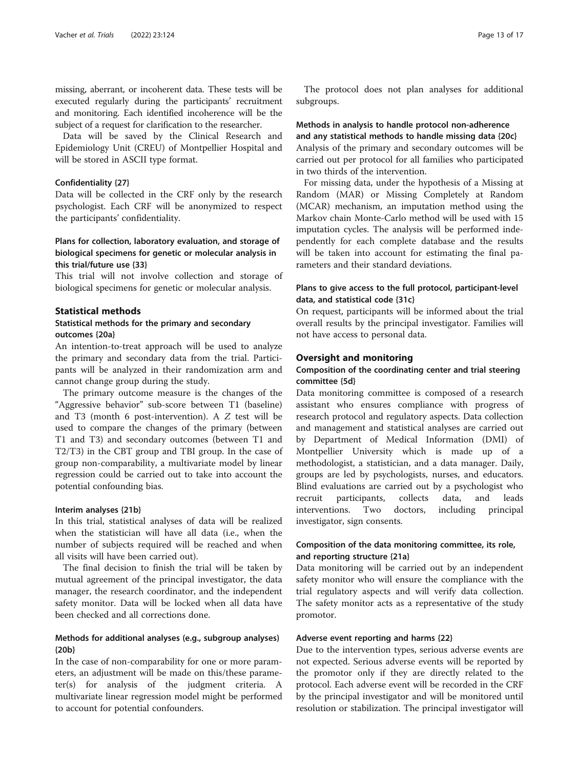missing, aberrant, or incoherent data. These tests will be executed regularly during the participants' recruitment and monitoring. Each identified incoherence will be the subject of a request for clarification to the researcher.

Data will be saved by the Clinical Research and Epidemiology Unit (CREU) of Montpellier Hospital and will be stored in ASCII type format.

#### Confidentiality {27}

Data will be collected in the CRF only by the research psychologist. Each CRF will be anonymized to respect the participants' confidentiality.

### Plans for collection, laboratory evaluation, and storage of biological specimens for genetic or molecular analysis in this trial/future use {33}

This trial will not involve collection and storage of biological specimens for genetic or molecular analysis.

## Statistical methods

### Statistical methods for the primary and secondary outcomes {20a}

An intention-to-treat approach will be used to analyze the primary and secondary data from the trial. Participants will be analyzed in their randomization arm and cannot change group during the study.

The primary outcome measure is the changes of the "Aggressive behavior" sub-score between T1 (baseline) and T3 (month 6 post-intervention). A $Z$ test will be used to compare the changes of the primary (between T1 and T3) and secondary outcomes (between T1 and T2/T3) in the CBT group and TBI group. In the case of group non-comparability, a multivariate model by linear regression could be carried out to take into account the potential confounding bias.

#### Interim analyses {21b}

In this trial, statistical analyses of data will be realized when the statistician will have all data (i.e., when the number of subjects required will be reached and when all visits will have been carried out).

The final decision to finish the trial will be taken by mutual agreement of the principal investigator, the data manager, the research coordinator, and the independent safety monitor. Data will be locked when all data have been checked and all corrections done.

### Methods for additional analyses (e.g., subgroup analyses) {20b}

In the case of non-comparability for one or more parameters, an adjustment will be made on this/these parameter(s) for analysis of the judgment criteria. A multivariate linear regression model might be performed to account for potential confounders.

The protocol does not plan analyses for additional subgroups.

### Methods in analysis to handle protocol non-adherence and any statistical methods to handle missing data {20c}

Analysis of the primary and secondary outcomes will be carried out per protocol for all families who participated in two thirds of the intervention.

For missing data, under the hypothesis of a Missing at Random (MAR) or Missing Completely at Random (MCAR) mechanism, an imputation method using the Markov chain Monte-Carlo method will be used with 15 imputation cycles. The analysis will be performed independently for each complete database and the results will be taken into account for estimating the final parameters and their standard deviations.

### Plans to give access to the full protocol, participant-level data, and statistical code {31c}

On request, participants will be informed about the trial overall results by the principal investigator. Families will not have access to personal data.

## Oversight and monitoring

### Composition of the coordinating center and trial steering committee {5d}

Data monitoring committee is composed of a research assistant who ensures compliance with progress of research protocol and regulatory aspects. Data collection and management and statistical analyses are carried out by Department of Medical Information (DMI) of Montpellier University which is made up of a methodologist, a statistician, and a data manager. Daily, groups are led by psychologists, nurses, and educators. Blind evaluations are carried out by a psychologist who recruit participants, collects data, and leads interventions. Two doctors, including principal investigator, sign consents.

### Composition of the data monitoring committee, its role, and reporting structure {21a}

Data monitoring will be carried out by an independent safety monitor who will ensure the compliance with the trial regulatory aspects and will verify data collection. The safety monitor acts as a representative of the study promotor.

#### Adverse event reporting and harms {22}

Due to the intervention types, serious adverse events are not expected. Serious adverse events will be reported by the promotor only if they are directly related to the protocol. Each adverse event will be recorded in the CRF by the principal investigator and will be monitored until resolution or stabilization. The principal investigator will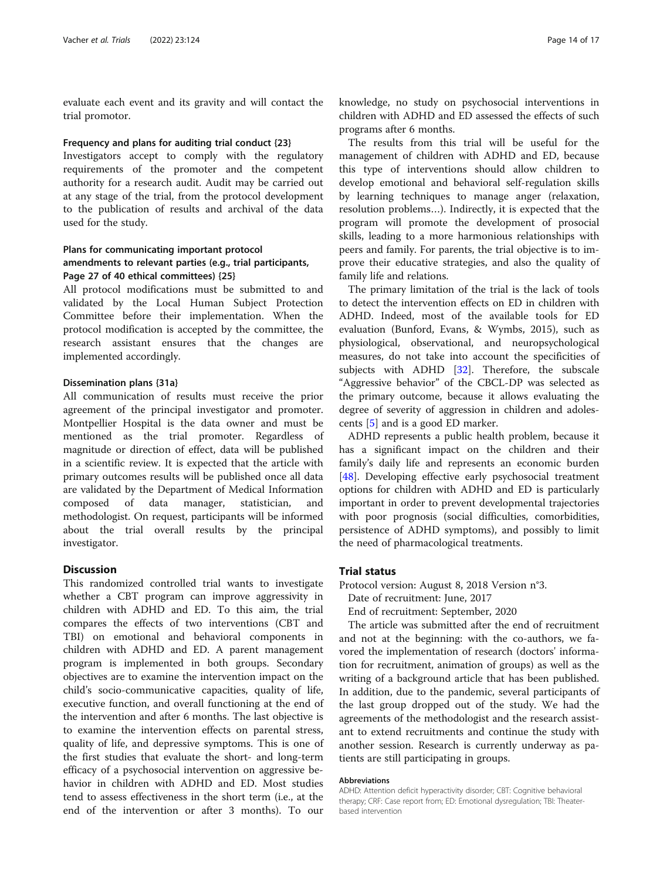evaluate each event and its gravity and will contact the trial promotor.

### Frequency and plans for auditing trial conduct {23}

Investigators accept to comply with the regulatory requirements of the promoter and the competent authority for a research audit. Audit may be carried out at any stage of the trial, from the protocol development to the publication of results and archival of the data used for the study.

### Plans for communicating important protocol amendments to relevant parties (e.g., trial participants, Page 27 of 40 ethical committees) {25}

All protocol modifications must be submitted to and validated by the Local Human Subject Protection Committee before their implementation. When the protocol modification is accepted by the committee, the research assistant ensures that the changes are implemented accordingly.

### Dissemination plans {31a}

All communication of results must receive the prior agreement of the principal investigator and promoter. Montpellier Hospital is the data owner and must be mentioned as the trial promoter. Regardless of magnitude or direction of effect, data will be published in a scientific review. It is expected that the article with primary outcomes results will be published once all data are validated by the Department of Medical Information composed of data manager, statistician, and methodologist. On request, participants will be informed about the trial overall results by the principal investigator.

## Discussion

This randomized controlled trial wants to investigate whether a CBT program can improve aggressivity in children with ADHD and ED. To this aim, the trial compares the effects of two interventions (CBT and TBI) on emotional and behavioral components in children with ADHD and ED. A parent management program is implemented in both groups. Secondary objectives are to examine the intervention impact on the child's socio-communicative capacities, quality of life, executive function, and overall functioning at the end of the intervention and after 6 months. The last objective is to examine the intervention effects on parental stress, quality of life, and depressive symptoms. This is one of the first studies that evaluate the short- and long-term efficacy of a psychosocial intervention on aggressive behavior in children with ADHD and ED. Most studies tend to assess effectiveness in the short term (i.e., at the end of the intervention or after 3 months). To our knowledge, no study on psychosocial interventions in children with ADHD and ED assessed the effects of such programs after 6 months.

The results from this trial will be useful for the management of children with ADHD and ED, because this type of interventions should allow children to develop emotional and behavioral self-regulation skills by learning techniques to manage anger (relaxation, resolution problems…). Indirectly, it is expected that the program will promote the development of prosocial skills, leading to a more harmonious relationships with peers and family. For parents, the trial objective is to improve their educative strategies, and also the quality of family life and relations.

The primary limitation of the trial is the lack of tools to detect the intervention effects on ED in children with ADHD. Indeed, most of the available tools for ED evaluation (Bunford, Evans, & Wymbs, 2015), such as physiological, observational, and neuropsychological measures, do not take into account the specificities of subjects with ADHD [32]. Therefore, the subscale "Aggressive behavior" of the CBCL-DP was selected as the primary outcome, because it allows evaluating the degree of severity of aggression in children and adolescents [5] and is a good ED marker.

ADHD represents a public health problem, because it has a significant impact on the children and their family's daily life and represents an economic burden [48]. Developing effective early psychosocial treatment options for children with ADHD and ED is particularly important in order to prevent developmental trajectories with poor prognosis (social difficulties, comorbidities, persistence of ADHD symptoms), and possibly to limit the need of pharmacological treatments.

## Trial status

Protocol version: August 8, 2018 Version n°3.

Date of recruitment: June, 2017

End of recruitment: September, 2020

The article was submitted after the end of recruitment and not at the beginning: with the co-authors, we favored the implementation of research (doctors' information for recruitment, animation of groups) as well as the writing of a background article that has been published. In addition, due to the pandemic, several participants of the last group dropped out of the study. We had the agreements of the methodologist and the research assistant to extend recruitments and continue the study with another session. Research is currently underway as patients are still participating in groups.

#### Abbreviations

ADHD: Attention deficit hyperactivity disorder; CBT: Cognitive behavioral therapy; CRF: Case report from; ED: Emotional dysregulation; TBI: Theater-based intervention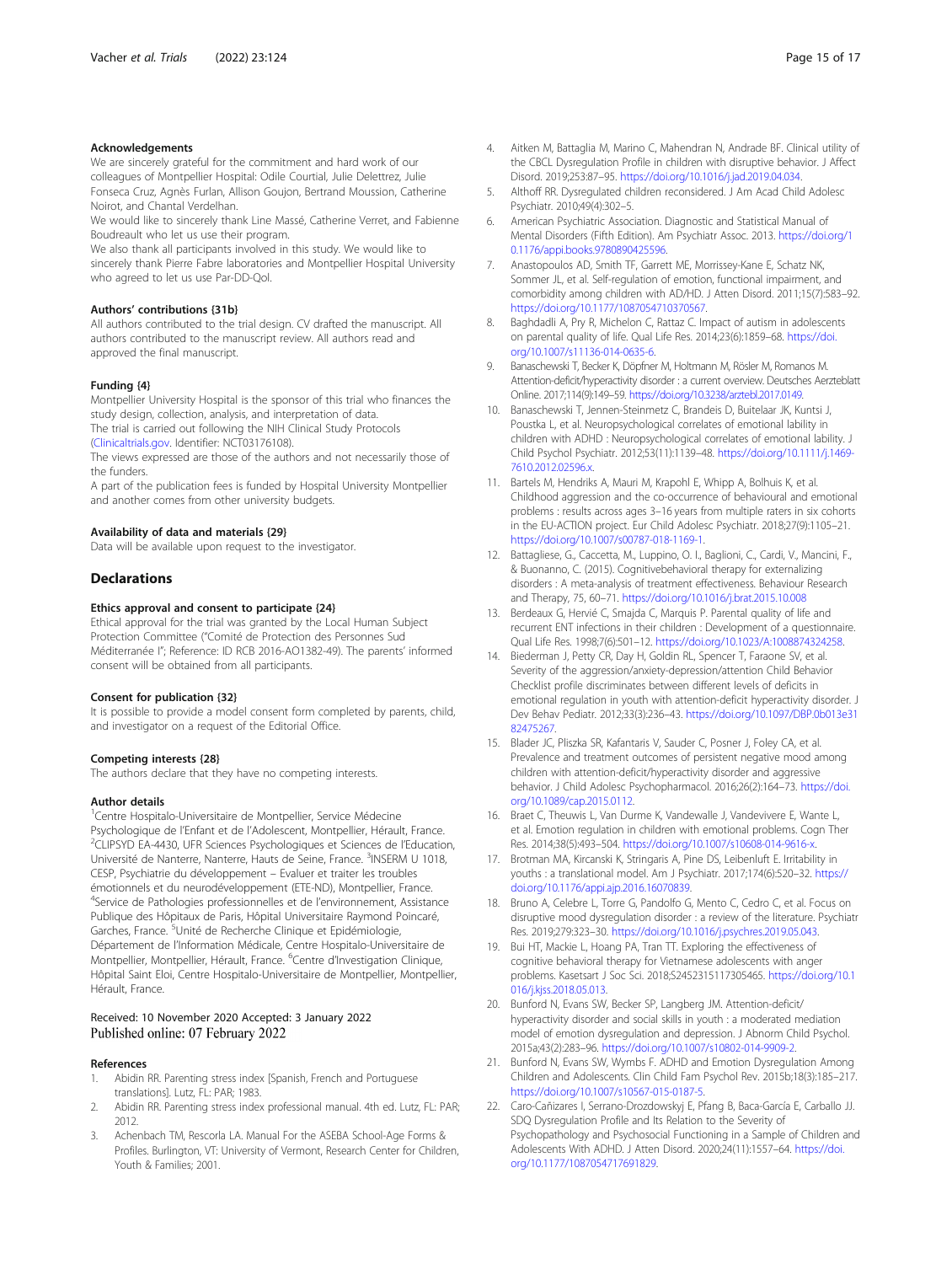#### Acknowledgements

We are sincerely grateful for the commitment and hard work of our colleagues of Montpellier Hospital: Odile Courtial, Julie Delettrez, Julie Fonseca Cruz, Agnès Furlan, Allison Goujon, Bertrand Moussion, Catherine Noirot, and Chantal Verdelhan.

We would like to sincerely thank Line Massé, Catherine Verret, and Fabienne Boudreault who let us use their program.

We also thank all participants involved in this study. We would like to sincerely thank Pierre Fabre laboratories and Montpellier Hospital University who agreed to let us use Par-DD-Qol.

#### Authors' contributions {31b}

All authors contributed to the trial design. CV drafted the manuscript. All authors contributed to the manuscript review. All authors read and approved the final manuscript.

#### Funding {4}

Montpellier University Hospital is the sponsor of this trial who finances the study design, collection, analysis, and interpretation of data.

The trial is carried out following the NIH Clinical Study Protocols (Clinicaltrials.gov. Identifier: NCT03176108).

The views expressed are those of the authors and not necessarily those of the funders.

A part of the publication fees is funded by Hospital University Montpellier and another comes from other university budgets.

#### Availability of data and materials {29}

Data will be available upon request to the investigator.

## Declarations

#### Ethics approval and consent to participate {24}

Ethical approval for the trial was granted by the Local Human Subject Protection Committee ("Comité de Protection des Personnes Sud Méditerranée I"; Reference: ID RCB 2016-AO1382-49). The parents' informed consent will be obtained from all participants.

#### Consent for publication {32}

It is possible to provide a model consent form completed by parents, child, and investigator on a request of the Editorial Office.

#### Competing interests {28}

The authors declare that they have no competing interests.

#### Author details

[1]Centre Hospitalo-Universitaire de Montpellier, Service Médecine Psychologique de l'Enfant et de l'Adolescent, Montpellier, Hérault, France. [2]CLIPSYD EA-4430, UFR Sciences Psychologiques et Sciences de l'Education, Université de Nanterre, Nanterre, Hauts de Seine, France. [3]INSERM U 1018, CESP, Psychiatrie du développement – Evaluer et traiter les troubles émotionnels et du neurodéveloppement (ETE-ND), Montpellier, France. [4]Service de Pathologies professionnelles et de l'environnement, Assistance Publique des Hôpitaux de Paris, Hôpital Universitaire Raymond Poincaré, Garches, France. [5]Unité de Recherche Clinique et Epidémiologie, Département de l'Information Médicale, Centre Hospitalo-Universitaire de Montpellier, Montpellier, Hérault, France. [6]Centre d'Investigation Clinique, Hôpital Saint Eloi, Centre Hospitalo-Universitaire de Montpellier, Montpellier, Hérault, France.

Received: 10 November 2020 Accepted: 3 January 2022
Published online: 07 February 2022

#### References

1. Abidin RR. Parenting stress index [Spanish, French and Portuguese translations]. Lutz, FL: PAR; 1983.
2. Abidin RR. Parenting stress index professional manual. 4th ed. Lutz, FL: PAR; 2012.
3. Achenbach TM, Rescorla LA. Manual For the ASEBA School-Age Forms & Profiles. Burlington, VT: University of Vermont, Research Center for Children, Youth & Families; 2001.
4. Aitken M, Battaglia M, Marino C, Mahendran N, Andrade BF. Clinical utility of the CBCL Dysregulation Profile in children with disruptive behavior. J Affect Disord. 2019;253:87–95. https://doi.org/10.1016/j.jad.2019.04.034.
5. Althoff RR. Dysregulated children reconsidered. J Am Acad Child Adolesc Psychiatr. 2010;49(4):302–5.
6. American Psychiatric Association. Diagnostic and Statistical Manual of Mental Disorders (Fifth Edition). Am Psychiatr Assoc. 2013. https://doi.org/10.1176/appi.books.9780890425596.
7. Anastopoulos AD, Smith TF, Garrett ME, Morrissey-Kane E, Schatz NK, Sommer JL, et al. Self-regulation of emotion, functional impairment, and comorbidity among children with AD/HD. J Atten Disord. 2011;15(7):583–92. https://doi.org/10.1177/1087054710370567.
8. Baghdadli A, Pry R, Michelon C, Rattaz C. Impact of autism in adolescents on parental quality of life. Qual Life Res. 2014;23(6):1859–68. https://doi.org/10.1007/s11136-014-0635-6.
9. Banaschewski T, Becker K, Döpfner M, Holtmann M, Rösler M, Romanos M. Attention-deficit/hyperactivity disorder : a current overview. Deutsches Aerzteblatt Online. 2017;114(9):149–59. https://doi.org/10.3238/arztebl.2017.0149.
10. Banaschewski T, Jennen-Steinmetz C, Brandeis D, Buitelaar JK, Kuntsi J, Poustka L, et al. Neuropsychological correlates of emotional lability in children with ADHD : Neuropsychological correlates of emotional lability. J Child Psychol Psychiatr. 2012;53(11):1139–48. https://doi.org/10.1111/j.1469-7610.2012.02596.x.
11. Bartels M, Hendriks A, Mauri M, Krapohl E, Whipp A, Bolhuis K, et al. Childhood aggression and the co-occurrence of behavioural and emotional problems : results across ages 3–16 years from multiple raters in six cohorts in the EU-ACTION project. Eur Child Adolesc Psychiatr. 2018;27(9):1105–21. https://doi.org/10.1007/s00787-018-1169-1.
12. Battagliese, G., Caccetta, M., Luppino, O. I., Baglioni, C., Cardi, V., Mancini, F., & Buonanno, C. (2015). Cognitivebehavioral therapy for externalizing disorders : A meta-analysis of treatment effectiveness. Behaviour Research and Therapy, 75, 60–71. https://doi.org/10.1016/j.brat.2015.10.008
13. Berdeaux G, Hervié C, Smajda C, Marquis P. Parental quality of life and recurrent ENT infections in their children : Development of a questionnaire. Qual Life Res. 1998;7(6):501–12. https://doi.org/10.1023/A:1008874324258.
14. Biederman J, Petty CR, Day H, Goldin RL, Spencer T, Faraone SV, et al. Severity of the aggression/anxiety-depression/attention Child Behavior Checklist profile discriminates between different levels of deficits in emotional regulation in youth with attention-deficit hyperactivity disorder. J Dev Behav Pediatr. 2012;33(3):236–43. https://doi.org/10.1097/DBP.0b013e3182475267.
15. Blader JC, Pliszka SR, Kafantaris V, Sauder C, Posner J, Foley CA, et al. Prevalence and treatment outcomes of persistent negative mood among children with attention-deficit/hyperactivity disorder and aggressive behavior. J Child Adolesc Psychopharmacol. 2016;26(2):164–73. https://doi.org/10.1089/cap.2015.0112.
16. Braet C, Theuwis L, Van Durme K, Vandewalle J, Vandevivere E, Wante L, et al. Emotion regulation in children with emotional problems. Cogn Ther Res. 2014;38(5):493–504. https://doi.org/10.1007/s10608-014-9616-x.
17. Brotman MA, Kircanski K, Stringaris A, Pine DS, Leibenluft E. Irritability in youths : a translational model. Am J Psychiatr. 2017;174(6):520–32. https://doi.org/10.1176/appi.ajp.2016.16070839.
18. Bruno A, Celebre L, Torre G, Pandolfo G, Mento C, Cedro C, et al. Focus on disruptive mood dysregulation disorder : a review of the literature. Psychiatr Res. 2019;279:323–30. https://doi.org/10.1016/j.psychres.2019.05.043.
19. Bui HT, Mackie L, Hoang PA, Tran TT. Exploring the effectiveness of cognitive behavioral therapy for Vietnamese adolescents with anger problems. Kasetsart J Soc Sci. 2018;S2452315117305465. https://doi.org/10.1016/j.kjss.2018.05.013.
20. Bunford N, Evans SW, Becker SP, Langberg JM. Attention-deficit/hyperactivity disorder and social skills in youth : a moderated mediation model of emotion dysregulation and depression. J Abnorm Child Psychol. 2015a;43(2):283–96. https://doi.org/10.1007/s10802-014-9909-2.
21. Bunford N, Evans SW, Wymbs F. ADHD and Emotion Dysregulation Among Children and Adolescents. Clin Child Fam Psychol Rev. 2015b;18(3):185–217. https://doi.org/10.1007/s10567-015-0187-5.
22. Caro-Cañizares I, Serrano-Drozdowskyj E, Pfang B, Baca-García E, Carballo JJ. SDQ Dysregulation Profile and Its Relation to the Severity of Psychopathology and Psychosocial Functioning in a Sample of Children and Adolescents With ADHD. J Atten Disord. 2020;24(11):1557–64. https://doi.org/10.1177/1087054717691829.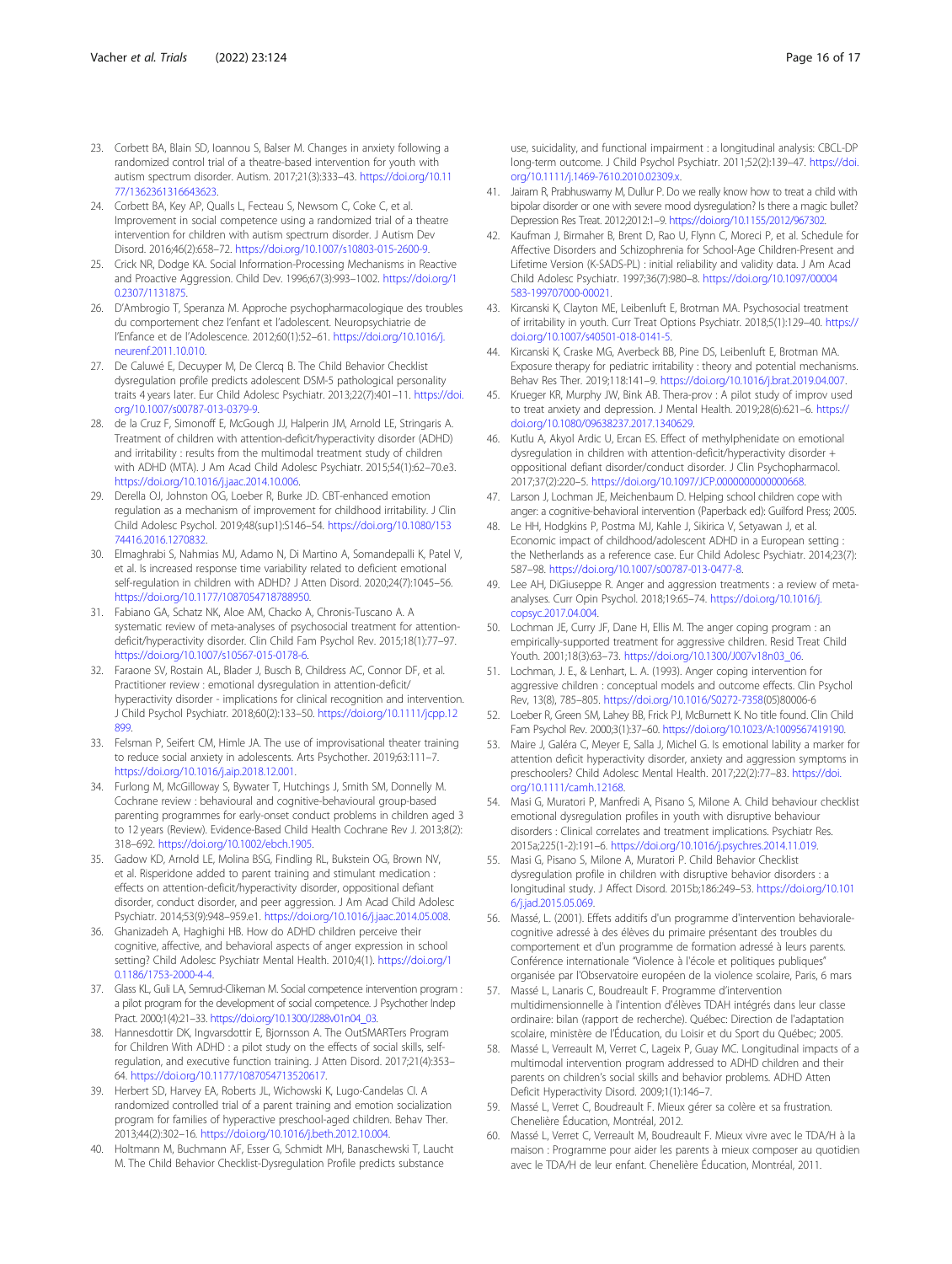23. Corbett BA, Blain SD, Ioannou S, Balser M. Changes in anxiety following a randomized control trial of a theatre-based intervention for youth with autism spectrum disorder. Autism. 2017;21(3):333–43. https://doi.org/10.1177/1362361316643623.
24. Corbett BA, Key AP, Qualls L, Fecteau S, Newsom C, Coke C, et al. Improvement in social competence using a randomized trial of a theatre intervention for children with autism spectrum disorder. J Autism Dev Disord. 2016;46(2):658–72. https://doi.org/10.1007/s10803-015-2600-9.
25. Crick NR, Dodge KA. Social Information-Processing Mechanisms in Reactive and Proactive Aggression. Child Dev. 1996;67(3):993–1002. https://doi.org/10.2307/1131875.
26. D'Ambrogio T, Speranza M. Approche psychopharmacologique des troubles du comportement chez l'enfant et l'adolescent. Neuropsychiatrie de l'Enfance et de l'Adolescence. 2012;60(1):52–61. https://doi.org/10.1016/j.neurenf.2011.10.010.
27. De Caluwé E, Decuyper M, De Clercq B. The Child Behavior Checklist dysregulation profile predicts adolescent DSM-5 pathological personality traits 4 years later. Eur Child Adolesc Psychiatr. 2013;22(7):401–11. https://doi.org/10.1007/s00787-013-0379-9.
28. de la Cruz F, Simonoff E, McGough JJ, Halperin JM, Arnold LE, Stringaris A. Treatment of children with attention-deficit/hyperactivity disorder (ADHD) and irritability : results from the multimodal treatment study of children with ADHD (MTA). J Am Acad Child Adolesc Psychiatr. 2015;54(1):62–70.e3. https://doi.org/10.1016/j.jaac.2014.10.006.
29. Derella OJ, Johnston OG, Loeber R, Burke JD. CBT-enhanced emotion regulation as a mechanism of improvement for childhood irritability. J Clin Child Adolesc Psychol. 2019;48(sup1):S146–54. https://doi.org/10.1080/15374416.2016.1270832.
30. Elmaghrabi S, Nahmias MJ, Adamo N, Di Martino A, Somandepalli K, Patel V, et al. Is increased response time variability related to deficient emotional self-regulation in children with ADHD? J Atten Disord. 2020;24(7):1045–56. https://doi.org/10.1177/1087054718788950.
31. Fabiano GA, Schatz NK, Aloe AM, Chacko A, Chronis-Tuscano A. A systematic review of meta-analyses of psychosocial treatment for attention-deficit/hyperactivity disorder. Clin Child Fam Psychol Rev. 2015;18(1):77–97. https://doi.org/10.1007/s10567-015-0178-6.
32. Faraone SV, Rostain AL, Blader J, Busch B, Childress AC, Connor DF, et al. Practitioner review : emotional dysregulation in attention-deficit/hyperactivity disorder - implications for clinical recognition and intervention. J Child Psychol Psychiatr. 2018;60(2):133–50. https://doi.org/10.1111/jcpp.12899.
33. Felsman P, Seifert CM, Himle JA. The use of improvisational theater training to reduce social anxiety in adolescents. Arts Psychother. 2019;63:111–7. https://doi.org/10.1016/j.aip.2018.12.001.
34. Furlong M, McGilloway S, Bywater T, Hutchings J, Smith SM, Donnelly M. Cochrane review : behavioural and cognitive-behavioural group-based parenting programmes for early-onset conduct problems in children aged 3 to 12 years (Review). Evidence-Based Child Health Cochrane Rev J. 2013;8(2):318–692. https://doi.org/10.1002/ebch.1905.
35. Gadow KD, Arnold LE, Molina BSG, Findling RL, Bukstein OG, Brown NV, et al. Risperidone added to parent training and stimulant medication : effects on attention-deficit/hyperactivity disorder, oppositional defiant disorder, conduct disorder, and peer aggression. J Am Acad Child Adolesc Psychiatr. 2014;53(9):948–959.e1. https://doi.org/10.1016/j.jaac.2014.05.008.
36. Ghanizadeh A, Haghighi HB. How do ADHD children perceive their cognitive, affective, and behavioral aspects of anger expression in school setting? Child Adolesc Psychiatr Mental Health. 2010;4(1). https://doi.org/10.1186/1753-2000-4-4.
37. Glass KL, Guli LA, Semrud-Clikeman M. Social competence intervention program : a pilot program for the development of social competence. J Psychother Indep Pract. 2000;1(4):21–33. https://doi.org/10.1300/J288v01n04_03.
38. Hannesdottir DK, Ingvarsdottir E, Bjornsson A. The OutSMARTers Program for Children With ADHD : a pilot study on the effects of social skills, self-regulation, and executive function training. J Atten Disord. 2017;21(4):353–64. https://doi.org/10.1177/1087054713520617.
39. Herbert SD, Harvey EA, Roberts JL, Wichowski K, Lugo-Candelas CI. A randomized controlled trial of a parent training and emotion socialization program for families of hyperactive preschool-aged children. Behav Ther. 2013;44(2):302–16. https://doi.org/10.1016/j.beth.2012.10.004.
40. Holtmann M, Buchmann AF, Esser G, Schmidt MH, Banaschewski T, Laucht M. The Child Behavior Checklist-Dysregulation Profile predicts substance use, suicidality, and functional impairment : a longitudinal analysis: CBCL-DP long-term outcome. J Child Psychol Psychiatr. 2011;52(2):139–47. https://doi.org/10.1111/j.1469-7610.2010.02309.x.
41. Jairam R, Prabhuswamy M, Dullur P. Do we really know how to treat a child with bipolar disorder or one with severe mood dysregulation? Is there a magic bullet? Depression Res Treat. 2012;2012:1–9. https://doi.org/10.1155/2012/967302.
42. Kaufman J, Birmaher B, Brent D, Rao U, Flynn C, Moreci P, et al. Schedule for Affective Disorders and Schizophrenia for School-Age Children-Present and Lifetime Version (K-SADS-PL) : initial reliability and validity data. J Am Acad Child Adolesc Psychiatr. 1997;36(7):980–8. https://doi.org/10.1097/00004583-199707000-00021.
43. Kircanski K, Clayton ME, Leibenluft E, Brotman MA. Psychosocial treatment of irritability in youth. Curr Treat Options Psychiatr. 2018;5(1):129–40. https://doi.org/10.1007/s40501-018-0141-5.
44. Kircanski K, Craske MG, Averbeck BB, Pine DS, Leibenluft E, Brotman MA. Exposure therapy for pediatric irritability : theory and potential mechanisms. Behav Res Ther. 2019;118:141–9. https://doi.org/10.1016/j.brat.2019.04.007.
45. Krueger KR, Murphy JW, Bink AB. Thera-prov : A pilot study of improv used to treat anxiety and depression. J Mental Health. 2019;28(6):621–6. https://doi.org/10.1080/09638237.2017.1340629.
46. Kutlu A, Akyol Ardic U, Ercan ES. Effect of methylphenidate on emotional dysregulation in children with attention-deficit/hyperactivity disorder + oppositional defiant disorder/conduct disorder. J Clin Psychopharmacol. 2017;37(2):220–5. https://doi.org/10.1097/JCP.0000000000000668.
47. Larson J, Lochman JE, Meichenbaum D. Helping school children cope with anger: a cognitive-behavioral intervention (Paperback ed): Guilford Press; 2005.
48. Le HH, Hodgkins P, Postma MJ, Kahle J, Sikirica V, Setyawan J, et al. Economic impact of childhood/adolescent ADHD in a European setting : the Netherlands as a reference case. Eur Child Adolesc Psychiatr. 2014;23(7):587–98. https://doi.org/10.1007/s00787-013-0477-8.
49. Lee AH, DiGiuseppe R. Anger and aggression treatments : a review of meta-analyses. Curr Opin Psychol. 2018;19:65–74. https://doi.org/10.1016/j.copsyc.2017.04.004.
50. Lochman JE, Curry JF, Dane H, Ellis M. The anger coping program : an empirically-supported treatment for aggressive children. Resid Treat Child Youth. 2001;18(3):63–73. https://doi.org/10.1300/J007v18n03_06.
51. Lochman, J. E., & Lenhart, L. A. (1993). Anger coping intervention for aggressive children : conceptual models and outcome effects. Clin Psychol Rev, 13(8), 785–805. https://doi.org/10.1016/S0272-7358(05)80006-6
52. Loeber R, Green SM, Lahey BB, Frick PJ, McBurnett K. No title found. Clin Child Fam Psychol Rev. 2000;3(1):37–60. https://doi.org/10.1023/A:1009567419190.
53. Maire J, Galéra C, Meyer E, Salla J, Michel G. Is emotional lability a marker for attention deficit hyperactivity disorder, anxiety and aggression symptoms in preschoolers? Child Adolesc Mental Health. 2017;22(2):77–83. https://doi.org/10.1111/camh.12168.
54. Masi G, Muratori P, Manfredi A, Pisano S, Milone A. Child behaviour checklist emotional dysregulation profiles in youth with disruptive behaviour disorders : Clinical correlates and treatment implications. Psychiatr Res. 2015a;225(1-2):191–6. https://doi.org/10.1016/j.psychres.2014.11.019.
55. Masi G, Pisano S, Milone A, Muratori P. Child Behavior Checklist dysregulation profile in children with disruptive behavior disorders : a longitudinal study. J Affect Disord. 2015b;186:249–53. https://doi.org/10.1016/j.jad.2015.05.069.
56. Massé, L. (2001). Effets additifs d'un programme d'intervention behaviorale-cognitive adressé à des élèves du primaire présentant des troubles du comportement et d'un programme de formation adressé à leurs parents. Conférence internationale "Violence à l'école et politiques publiques" organisée par l'Observatoire européen de la violence scolaire, Paris, 6 mars
57. Massé L, Lanaris C, Boudreault F. Programme d'intervention multidimensionnelle à l'intention d'élèves TDAH intégrés dans leur classe ordinaire: bilan (rapport de recherche). Québec: Direction de l'adaptation scolaire, ministère de l'Éducation, du Loisir et du Sport du Québec; 2005.
58. Massé L, Verreault M, Verret C, Lageix P, Guay MC. Longitudinal impacts of a multimodal intervention program addressed to ADHD children and their parents on children's social skills and behavior problems. ADHD Atten Deficit Hyperactivity Disord. 2009;1(1):146–7.
59. Massé L, Verret C, Boudreault F. Mieux gérer sa colère et sa frustration. Chenelière Éducation, Montréal, 2012.
60. Massé L, Verret C, Verreault M, Boudreault F. Mieux vivre avec le TDA/H à la maison : Programme pour aider les parents à mieux composer au quotidien avec le TDA/H de leur enfant. Chenelière Éducation, Montréal, 2011.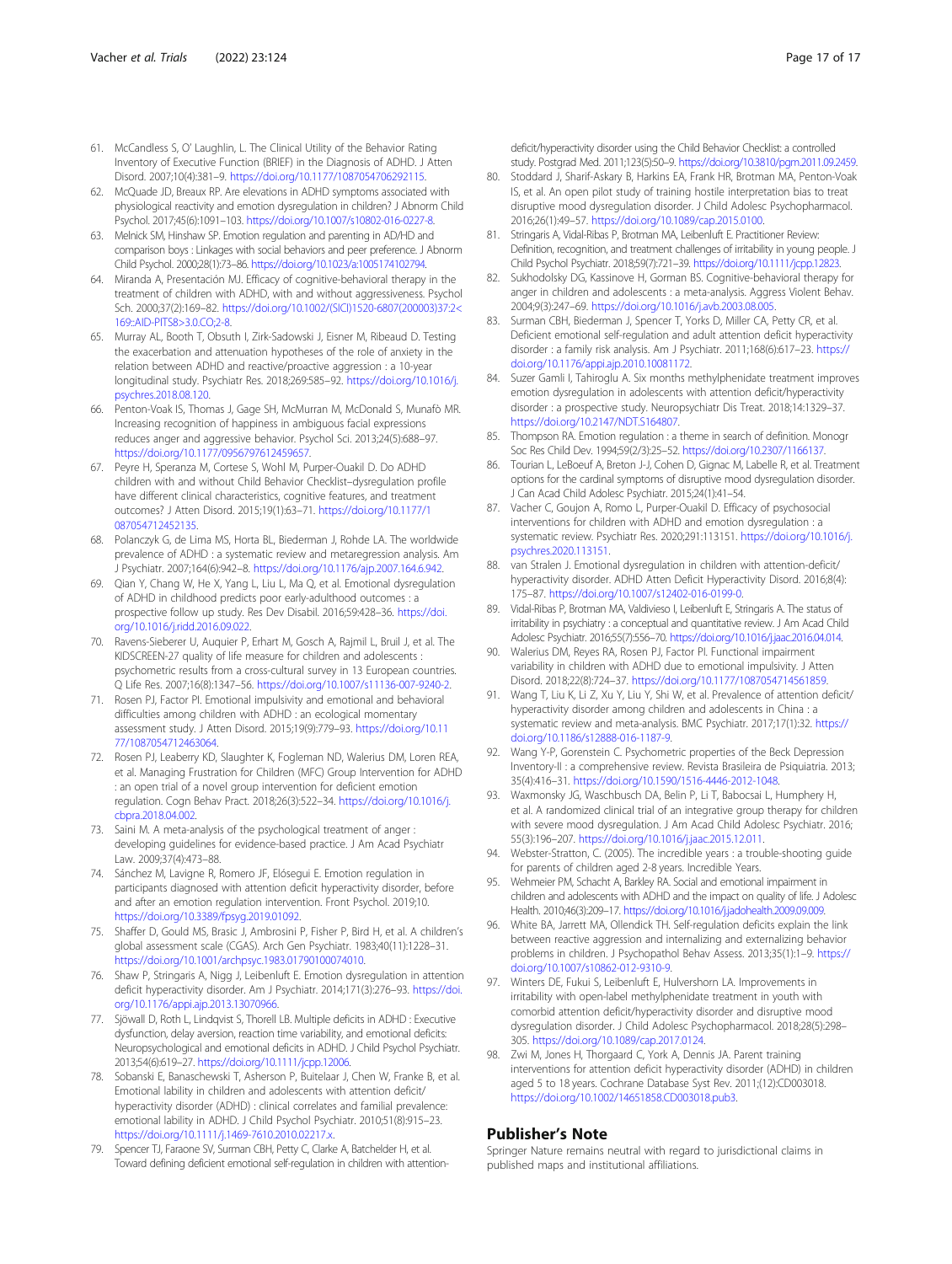61. McCandless S, O' Laughlin, L. The Clinical Utility of the Behavior Rating Inventory of Executive Function (BRIEF) in the Diagnosis of ADHD. J Atten Disord. 2007;10(4):381–9. https://doi.org/10.1177/1087054706292115.
62. McQuade JD, Breaux RP. Are elevations in ADHD symptoms associated with physiological reactivity and emotion dysregulation in children? J Abnorm Child Psychol. 2017;45(6):1091–103. https://doi.org/10.1007/s10802-016-0227-8.
63. Melnick SM, Hinshaw SP. Emotion regulation and parenting in AD/HD and comparison boys : Linkages with social behaviors and peer preference. J Abnorm Child Psychol. 2000;28(1):73–86. https://doi.org/10.1023/a:1005174102794.
64. Miranda A, Presentación MJ. Efficacy of cognitive-behavioral therapy in the treatment of children with ADHD, with and without aggressiveness. Psychol Sch. 2000;37(2):169–82. https://doi.org/10.1002/(SICI)1520-6807(200003)37:2<169::AID-PITS8>3.0.CO;2-8.
65. Murray AL, Booth T, Obsuth I, Zirk-Sadowski J, Eisner M, Ribeaud D. Testing the exacerbation and attenuation hypotheses of the role of anxiety in the relation between ADHD and reactive/proactive aggression : a 10-year longitudinal study. Psychiatr Res. 2018;269:585–92. https://doi.org/10.1016/j.psychres.2018.08.120.
66. Penton-Voak IS, Thomas J, Gage SH, McMurran M, McDonald S, Munafò MR. Increasing recognition of happiness in ambiguous facial expressions reduces anger and aggressive behavior. Psychol Sci. 2013;24(5):688–97. https://doi.org/10.1177/0956797612459657.
67. Peyre H, Speranza M, Cortese S, Wohl M, Purper-Ouakil D. Do ADHD children with and without Child Behavior Checklist–dysregulation profile have different clinical characteristics, cognitive features, and treatment outcomes? J Atten Disord. 2015;19(1):63–71. https://doi.org/10.1177/1087054712452135.
68. Polanczyk G, de Lima MS, Horta BL, Biederman J, Rohde LA. The worldwide prevalence of ADHD : a systematic review and metaregression analysis. Am J Psychiatr. 2007;164(6):942–8. https://doi.org/10.1176/ajp.2007.164.6.942.
69. Qian Y, Chang W, He X, Yang L, Liu L, Ma Q, et al. Emotional dysregulation of ADHD in childhood predicts poor early-adulthood outcomes : a prospective follow up study. Res Dev Disabil. 2016;59:428–36. https://doi.org/10.1016/j.ridd.2016.09.022.
70. Ravens-Sieberer U, Auquier P, Erhart M, Gosch A, Rajmil L, Bruil J, et al. The KIDSCREEN-27 quality of life measure for children and adolescents : psychometric results from a cross-cultural survey in 13 European countries. Q Life Res. 2007;16(8):1347–56. https://doi.org/10.1007/s11136-007-9240-2.
71. Rosen PJ, Factor PI. Emotional impulsivity and emotional and behavioral difficulties among children with ADHD : an ecological momentary assessment study. J Atten Disord. 2015;19(9):779–93. https://doi.org/10.1177/1087054712463064.
72. Rosen PJ, Leaberry KD, Slaughter K, Fogleman ND, Walerius DM, Loren REA, et al. Managing Frustration for Children (MFC) Group Intervention for ADHD : an open trial of a novel group intervention for deficient emotion regulation. Cogn Behav Pract. 2018;26(3):522–34. https://doi.org/10.1016/j.cbpra.2018.04.002.
73. Saini M. A meta-analysis of the psychological treatment of anger : developing guidelines for evidence-based practice. J Am Acad Psychiatr Law. 2009;37(4):473–88.
74. Sánchez M, Lavigne R, Romero JF, Elósegui E. Emotion regulation in participants diagnosed with attention deficit hyperactivity disorder, before and after an emotion regulation intervention. Front Psychol. 2019;10. https://doi.org/10.3389/fpsyg.2019.01092.
75. Shaffer D, Gould MS, Brasic J, Ambrosini P, Fisher P, Bird H, et al. A children's global assessment scale (CGAS). Arch Gen Psychiatr. 1983;40(11):1228–31. https://doi.org/10.1001/archpsyc.1983.01790100074010.
76. Shaw P, Stringaris A, Nigg J, Leibenluft E. Emotion dysregulation in attention deficit hyperactivity disorder. Am J Psychiatr. 2014;171(3):276–93. https://doi.org/10.1176/appi.ajp.2013.13070966.
77. Sjöwall D, Roth L, Lindqvist S, Thorell LB. Multiple deficits in ADHD : Executive dysfunction, delay aversion, reaction time variability, and emotional deficits: Neuropsychological and emotional deficits in ADHD. J Child Psychol Psychiatr. 2013;54(6):619–27. https://doi.org/10.1111/jcpp.12006.
78. Sobanski E, Banaschewski T, Asherson P, Buitelaar J, Chen W, Franke B, et al. Emotional lability in children and adolescents with attention deficit/hyperactivity disorder (ADHD) : clinical correlates and familial prevalence: emotional lability in ADHD. J Child Psychol Psychiatr. 2010;51(8):915–23. https://doi.org/10.1111/j.1469-7610.2010.02217.x.
79. Spencer TJ, Faraone SV, Surman CBH, Petty C, Clarke A, Batchelder H, et al. Toward defining deficient emotional self-regulation in children with attention-deficit/hyperactivity disorder using the Child Behavior Checklist: a controlled study. Postgrad Med. 2011;123(5):50–9. https://doi.org/10.3810/pgm.2011.09.2459.
80. Stoddard J, Sharif-Askary B, Harkins EA, Frank HR, Brotman MA, Penton-Voak IS, et al. An open pilot study of training hostile interpretation bias to treat disruptive mood dysregulation disorder. J Child Adolesc Psychopharmacol. 2016;26(1):49–57. https://doi.org/10.1089/cap.2015.0100.
81. Stringaris A, Vidal-Ribas P, Brotman MA, Leibenluft E. Practitioner Review: Definition, recognition, and treatment challenges of irritability in young people. J Child Psychol Psychiatr. 2018;59(7):721–39. https://doi.org/10.1111/jcpp.12823.
82. Sukhodolsky DG, Kassinove H, Gorman BS. Cognitive-behavioral therapy for anger in children and adolescents : a meta-analysis. Aggress Violent Behav. 2004;9(3):247–69. https://doi.org/10.1016/j.avb.2003.08.005.
83. Surman CBH, Biederman J, Spencer T, Yorks D, Miller CA, Petty CR, et al. Deficient emotional self-regulation and adult attention deficit hyperactivity disorder : a family risk analysis. Am J Psychiatr. 2011;168(6):617–23. https://doi.org/10.1176/appi.ajp.2010.10081172.
84. Suzer Gamli I, Tahiroglu A. Six months methylphenidate treatment improves emotion dysregulation in adolescents with attention deficit/hyperactivity disorder : a prospective study. Neuropsychiatr Dis Treat. 2018;14:1329–37. https://doi.org/10.2147/NDT.S164807.
85. Thompson RA. Emotion regulation : a theme in search of definition. Monogr Soc Res Child Dev. 1994;59(2/3):25–52. https://doi.org/10.2307/1166137.
86. Tourian L, LeBoeuf A, Breton J-J, Cohen D, Gignac M, Labelle R, et al. Treatment options for the cardinal symptoms of disruptive mood dysregulation disorder. J Can Acad Child Adolesc Psychiatr. 2015;24(1):41–54.
87. Vacher C, Goujon A, Romo L, Purper-Ouakil D. Efficacy of psychosocial interventions for children with ADHD and emotion dysregulation : a systematic review. Psychiatr Res. 2020;291:113151. https://doi.org/10.1016/j.psychres.2020.113151.
88. van Stralen J. Emotional dysregulation in children with attention-deficit/hyperactivity disorder. ADHD Atten Deficit Hyperactivity Disord. 2016;8(4):175–87. https://doi.org/10.1007/s12402-016-0199-0.
89. Vidal-Ribas P, Brotman MA, Valdivieso I, Leibenluft E, Stringaris A. The status of irritability in psychiatry : a conceptual and quantitative review. J Am Acad Child Adolesc Psychiatr. 2016;55(7):556–70. https://doi.org/10.1016/j.jaac.2016.04.014.
90. Walerius DM, Reyes RA, Rosen PJ, Factor PI. Functional impairment variability in children with ADHD due to emotional impulsivity. J Atten Disord. 2018;22(8):724–37. https://doi.org/10.1177/1087054714561859.
91. Wang T, Liu K, Li Z, Xu Y, Liu Y, Shi W, et al. Prevalence of attention deficit/hyperactivity disorder among children and adolescents in China : a systematic review and meta-analysis. BMC Psychiatr. 2017;17(1):32. https://doi.org/10.1186/s12888-016-1187-9.
92. Wang Y-P, Gorenstein C. Psychometric properties of the Beck Depression Inventory-II : a comprehensive review. Revista Brasileira de Psiquiatria. 2013;35(4):416–31. https://doi.org/10.1590/1516-4446-2012-1048.
93. Waxmonsky JG, Waschbusch DA, Belin P, Li T, Babocsai L, Humphery H, et al. A randomized clinical trial of an integrative group therapy for children with severe mood dysregulation. J Am Acad Child Adolesc Psychiatr. 2016;55(3):196–207. https://doi.org/10.1016/j.jaac.2015.12.011.
94. Webster-Stratton, C. (2005). The incredible years : a trouble-shooting guide for parents of children aged 2-8 years. Incredible Years.
95. Wehmeier PM, Schacht A, Barkley RA. Social and emotional impairment in children and adolescents with ADHD and the impact on quality of life. J Adolesc Health. 2010;46(3):209–17. https://doi.org/10.1016/j.jadohealth.2009.09.009.
96. White BA, Jarrett MA, Ollendick TH. Self-regulation deficits explain the link between reactive aggression and internalizing and externalizing behavior problems in children. J Psychopathol Behav Assess. 2013;35(1):1–9. https://doi.org/10.1007/s10862-012-9310-9.
97. Winters DE, Fukui S, Leibenluft E, Hulvershorn LA. Improvements in irritability with open-label methylphenidate treatment in youth with comorbid attention deficit/hyperactivity disorder and disruptive mood dysregulation disorder. J Child Adolesc Psychopharmacol. 2018;28(5):298–305. https://doi.org/10.1089/cap.2017.0124.
98. Zwi M, Jones H, Thorgaard C, York A, Dennis JA. Parent training interventions for attention deficit hyperactivity disorder (ADHD) in children aged 5 to 18 years. Cochrane Database Syst Rev. 2011;(12):CD003018. https://doi.org/10.1002/14651858.CD003018.pub3.

## Publisher's Note

Springer Nature remains neutral with regard to jurisdictional claims in published maps and institutional affiliations.